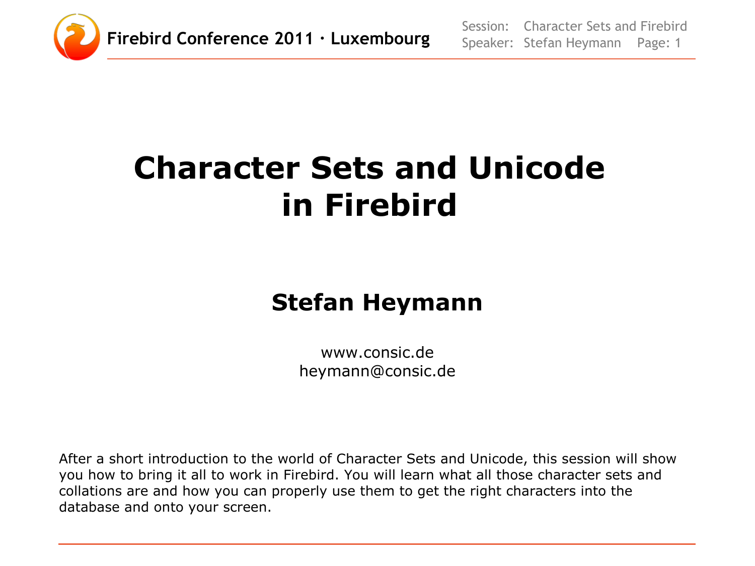# Character Sets and Unicode in Firebird

## Stefan Heymann

www.consic.de
heymann@consic.de

After a short introduction to the world of Character Sets and Unicode, this session will show you how to bring it all to work in Firebird. You will learn what all those character sets and collations are and how you can properly use them to get the right characters into the database and onto your screen.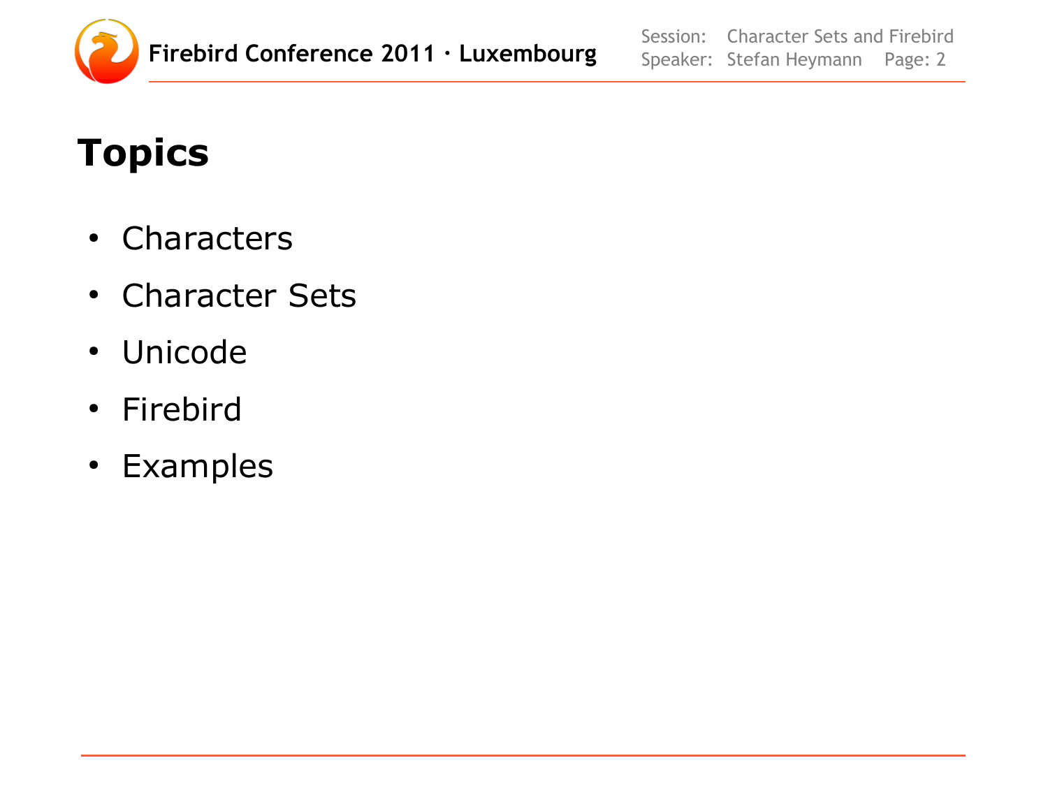# Topics

- Characters
- Character Sets
- Unicode
- Firebird
- Examples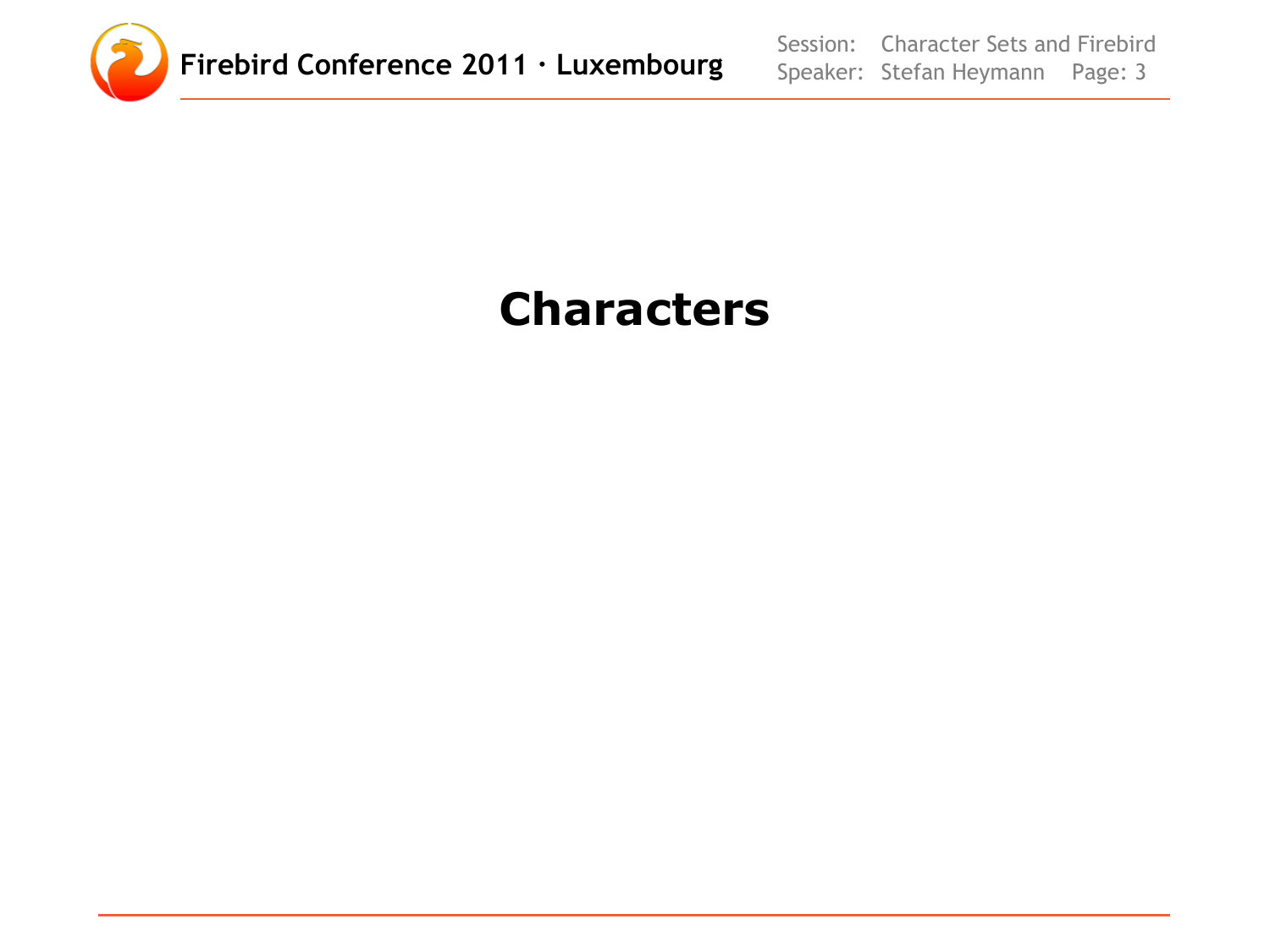# Characters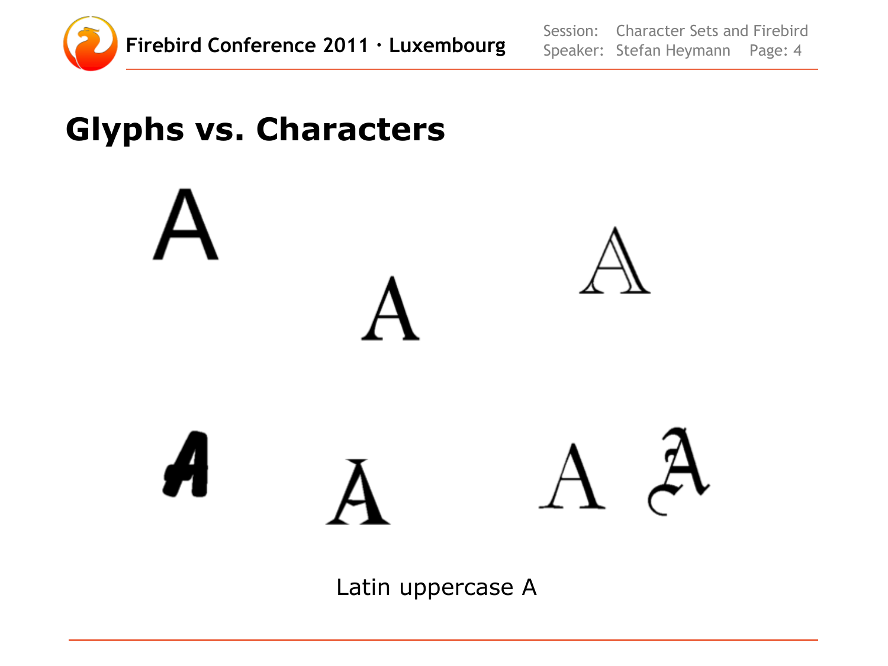# Glyphs vs. Characters

A A A

A A A A

Latin uppercase A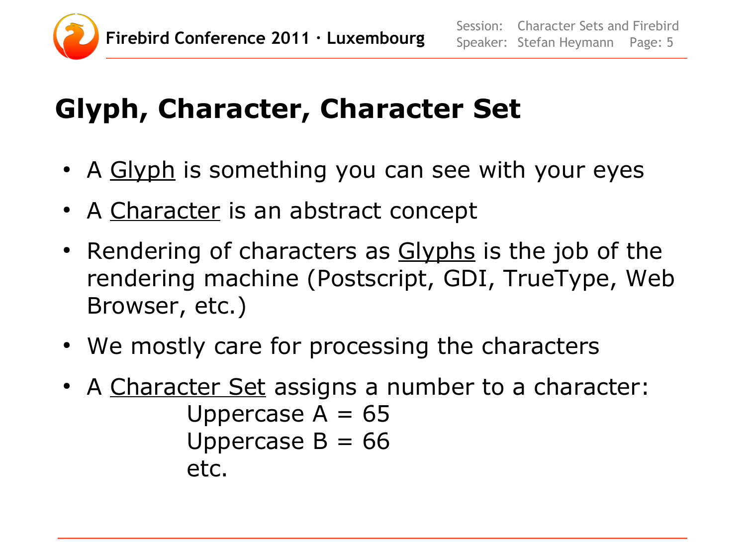# Glyph, Character, Character Set

- A Glyph is something you can see with your eyes
- A Character is an abstract concept
- Rendering of characters as Glyphs is the job of the rendering machine (Postscript, GDI, TrueType, Web Browser, etc.)
- We mostly care for processing the characters
- A Character Set assigns a number to a character:

  Uppercase A = 65
  Uppercase B = 66
  etc.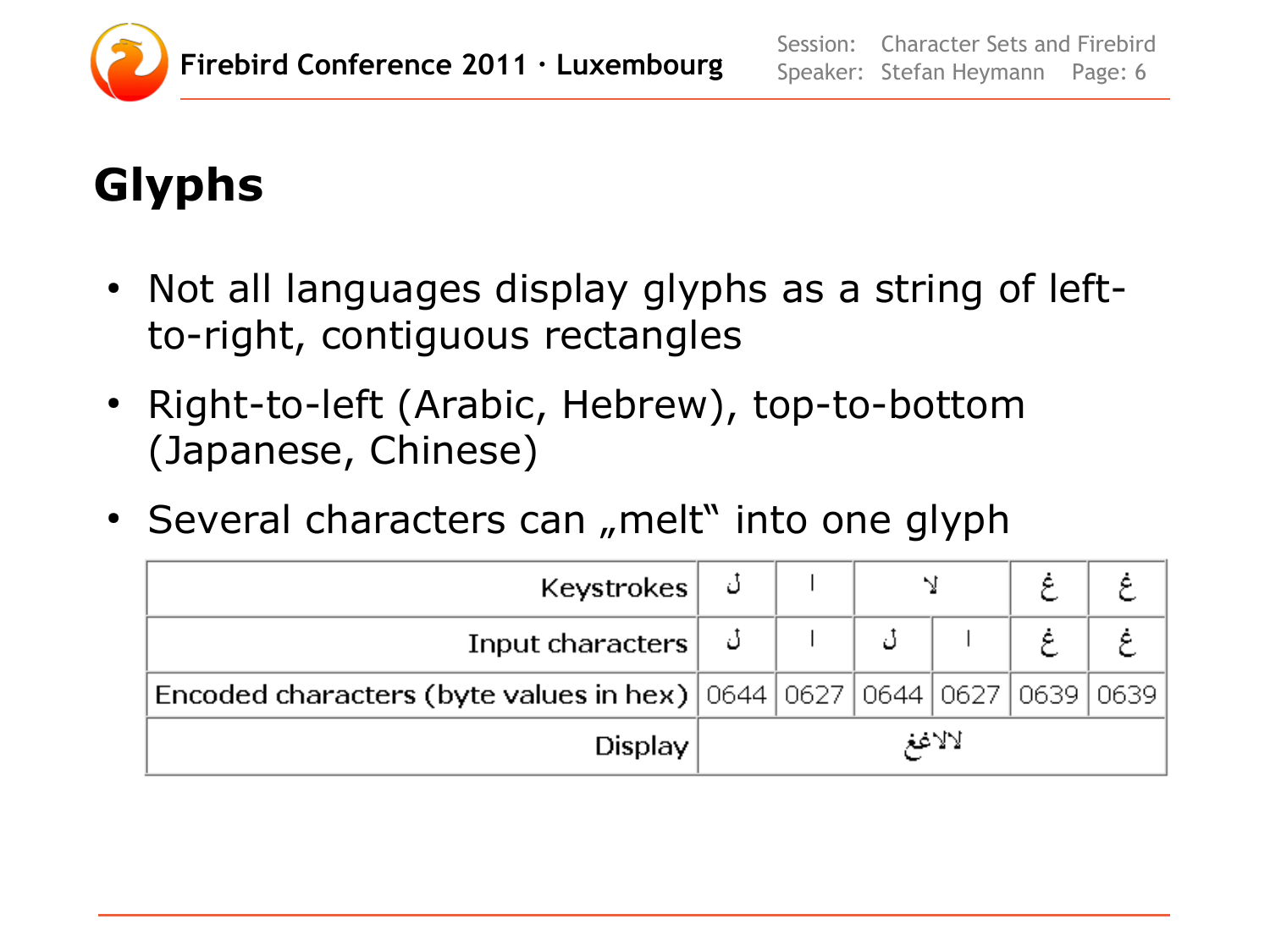# Glyphs

- Not all languages display glyphs as a string of left-to-right, contiguous rectangles
- Right-to-left (Arabic, Hebrew), top-to-bottom (Japanese, Chinese)
- Several characters can „melt" into one glyph

| Keystrokes | ل | ا | ﻻ | | غ | غ |
|---|---|---|---|---|---|---|
| Input characters | ل | ا | ل | ا | غ | غ |
| Encoded characters (byte values in hex) | 0644 | 0627 | 0644 | 0627 | 0639 | 0639 |
| Display | لالاغغ | | | | | |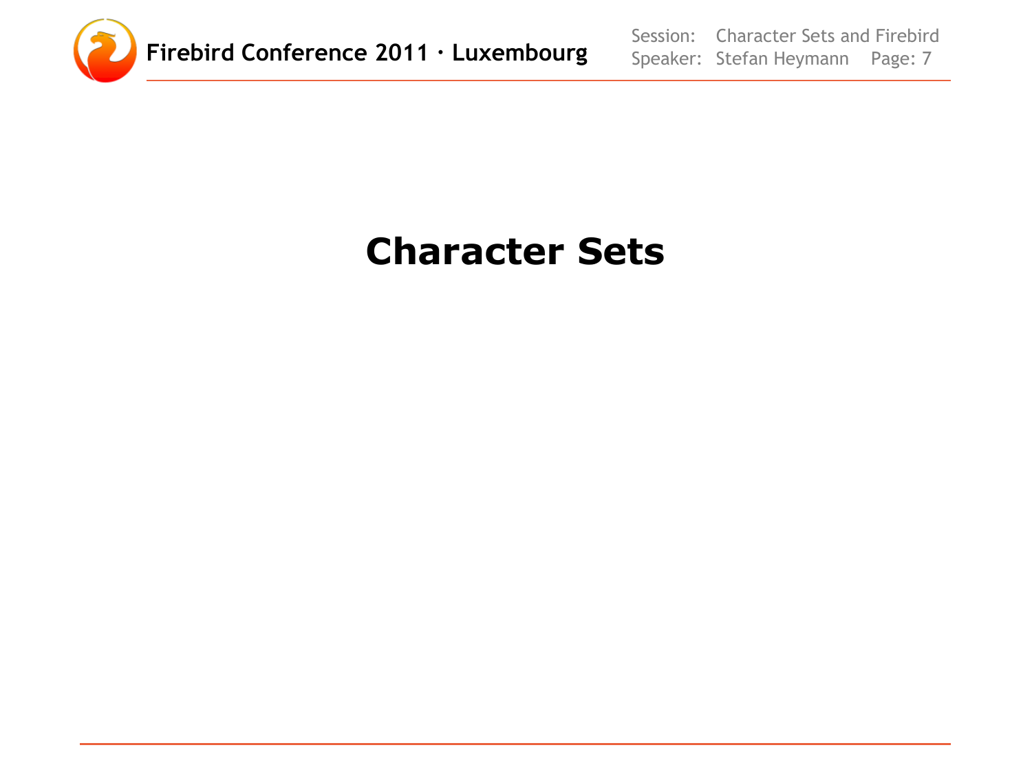# Character Sets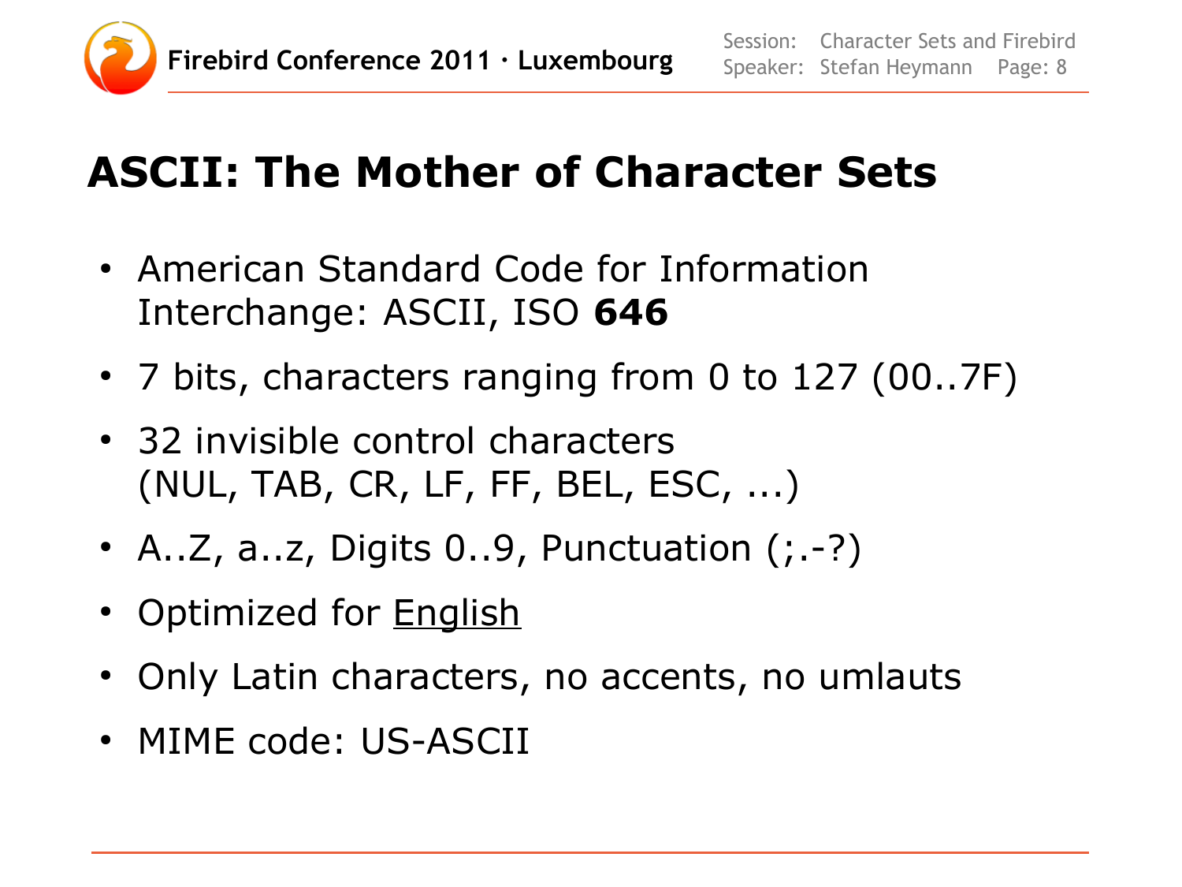# ASCII: The Mother of Character Sets

- American Standard Code for Information Interchange: ASCII, ISO **646**
- 7 bits, characters ranging from 0 to 127 (00..7F)
- 32 invisible control characters (NUL, TAB, CR, LF, FF, BEL, ESC, ...)
- A..Z, a..z, Digits 0..9, Punctuation (;.-?)
- Optimized for <u>English</u>
- Only Latin characters, no accents, no umlauts
- MIME code: US-ASCII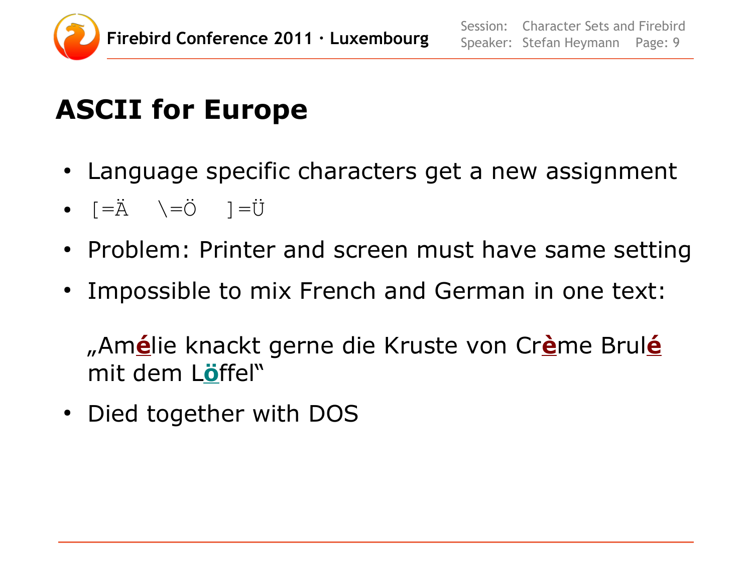# ASCII for Europe

- Language specific characters get a new assignment
- `[=Ä   \=Ö   ]=Ü`
- Problem: Printer and screen must have same setting
- Impossible to mix French and German in one text:

  „Am**é**lie knackt gerne die Kruste von Cr**è**me Brul**é** mit dem L**ö**ffel"

- Died together with DOS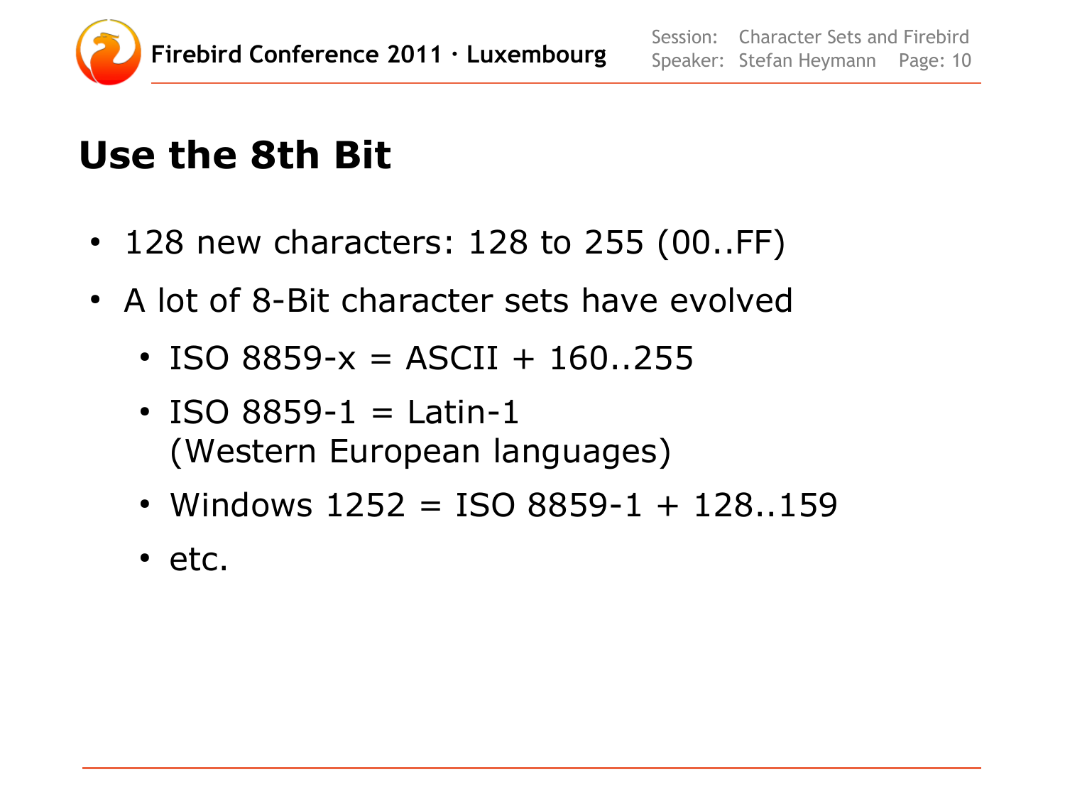# Use the 8th Bit

- 128 new characters: 128 to 255 (00..FF)
- A lot of 8-Bit character sets have evolved
  - ISO 8859-x = ASCII + 160..255
  - ISO 8859-1 = Latin-1 (Western European languages)
  - Windows 1252 = ISO 8859-1 + 128..159
  - etc.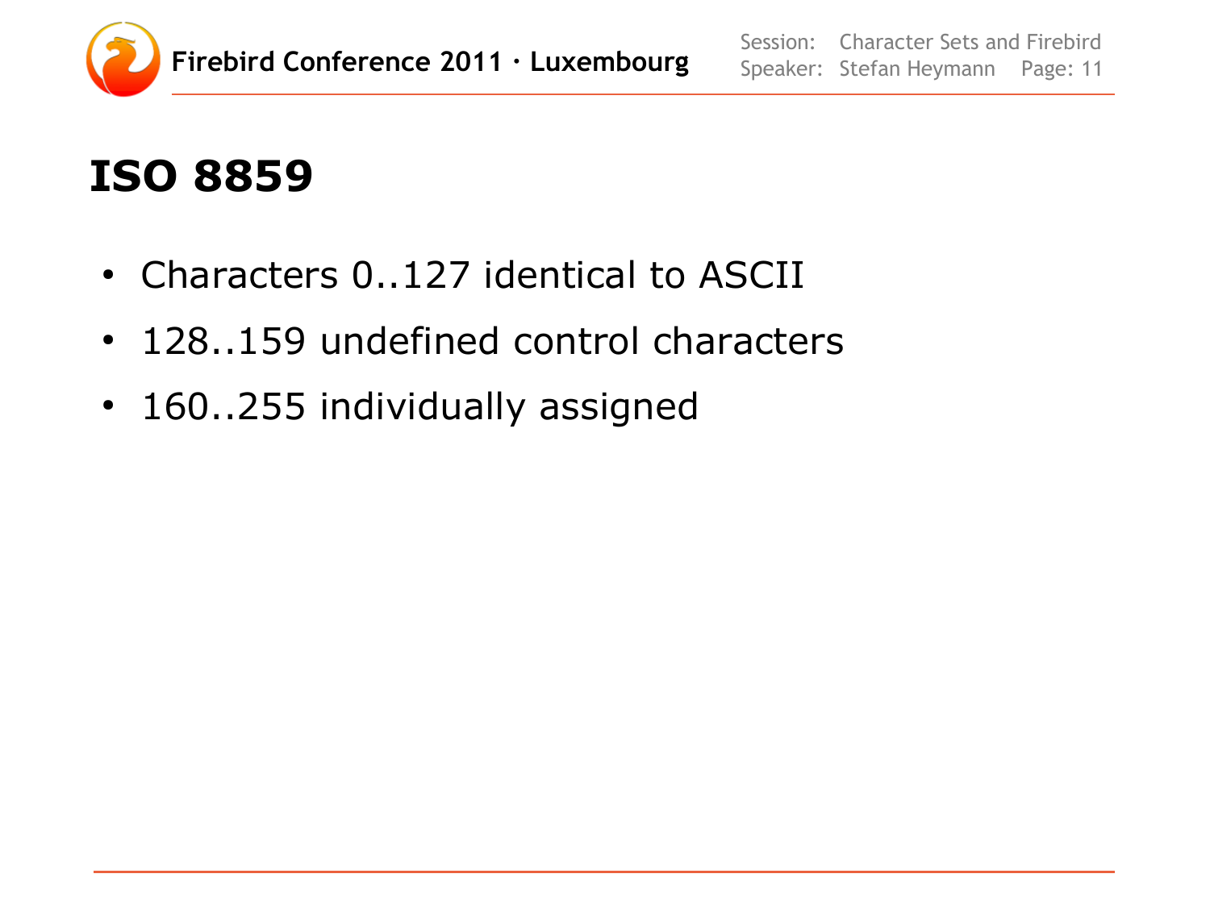# ISO 8859

- Characters 0..127 identical to ASCII
- 128..159 undefined control characters
- 160..255 individually assigned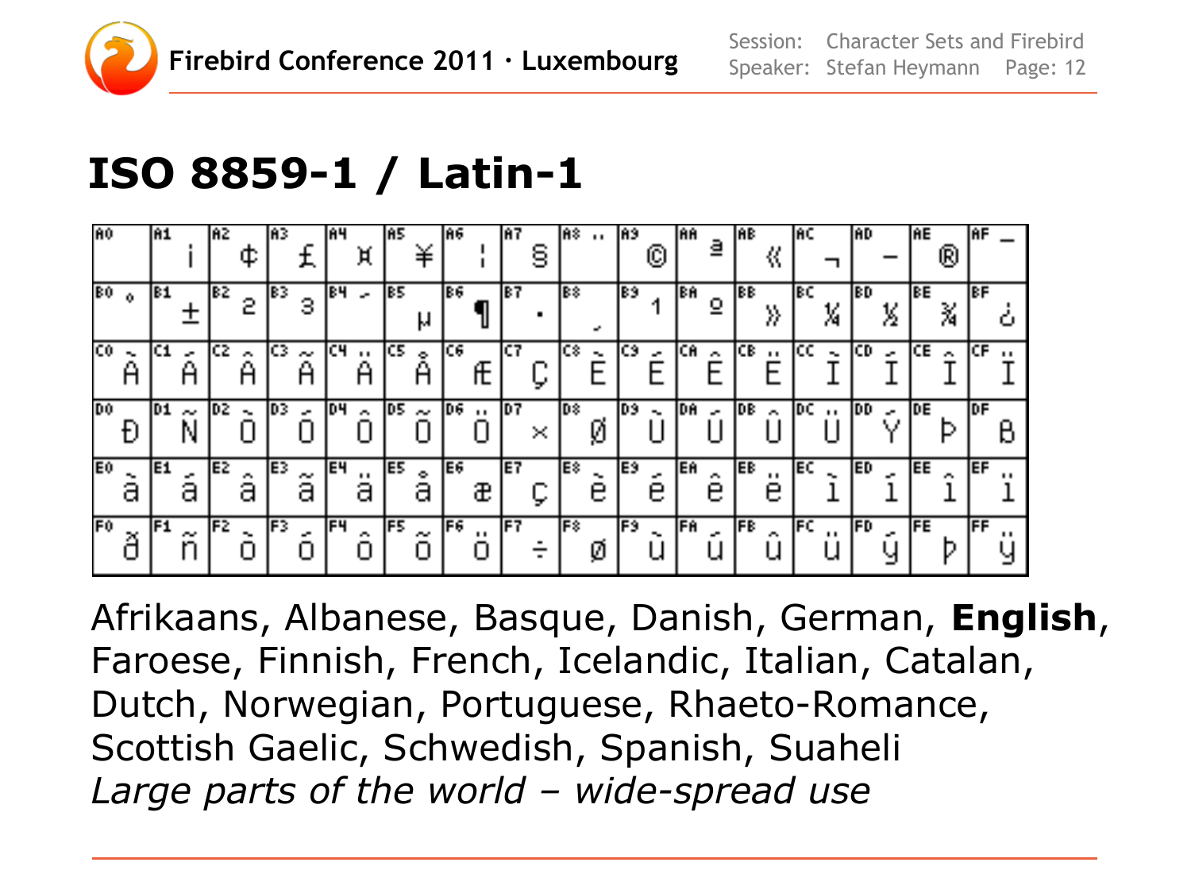# ISO 8859-1 / Latin-1

| | | | | | | | | | | | | | | | |
|---|---|---|---|---|---|---|---|---|---|---|---|---|---|---|---|
| A0 | A1 ¡ | A2 ¢ | A3 £ | A4 ¤ | A5 ¥ | A6 ¦ | A7 § | A8 ¨ | A9 © | AA ª | AB « | AC ¬ | AD - | AE ® | AF ¯ |
| B0 ° | B1 ± | B2 ² | B3 ³ | B4 ´ | B5 µ | B6 ¶ | B7 · | B8 ¸ | B9 ¹ | BA º | BB » | BC ¼ | BD ½ | BE ¾ | BF ¿ |
| C0 À | C1 Á | C2 Â | C3 Ã | C4 Ä | C5 Å | C6 Æ | C7 Ç | C8 È | C9 É | CA Ê | CB Ë | CC Ì | CD Í | CE Î | CF Ï |
| D0 Ð | D1 Ñ | D2 Ò | D3 Ó | D4 Ô | D5 Õ | D6 Ö | D7 × | D8 Ø | D9 Ù | DA Ú | DB Û | DC Ü | DD Ý | DE Þ | DF ß |
| E0 à | E1 á | E2 â | E3 ã | E4 ä | E5 å | E6 æ | E7 ç | E8 è | E9 é | EA ê | EB ë | EC ì | ED í | EE î | EF ï |
| F0 ð | F1 ñ | F2 ò | F3 ó | F4 ô | F5 õ | F6 ö | F7 ÷ | F8 ø | F9 ù | FA ú | FB û | FC ü | FD ý | FE þ | FF ÿ |

Afrikaans, Albanese, Basque, Danish, German, **English**, Faroese, Finnish, French, Icelandic, Italian, Catalan, Dutch, Norwegian, Portuguese, Rhaeto-Romance, Scottish Gaelic, Schwedish, Spanish, Suaheli

*Large parts of the world – wide-spread use*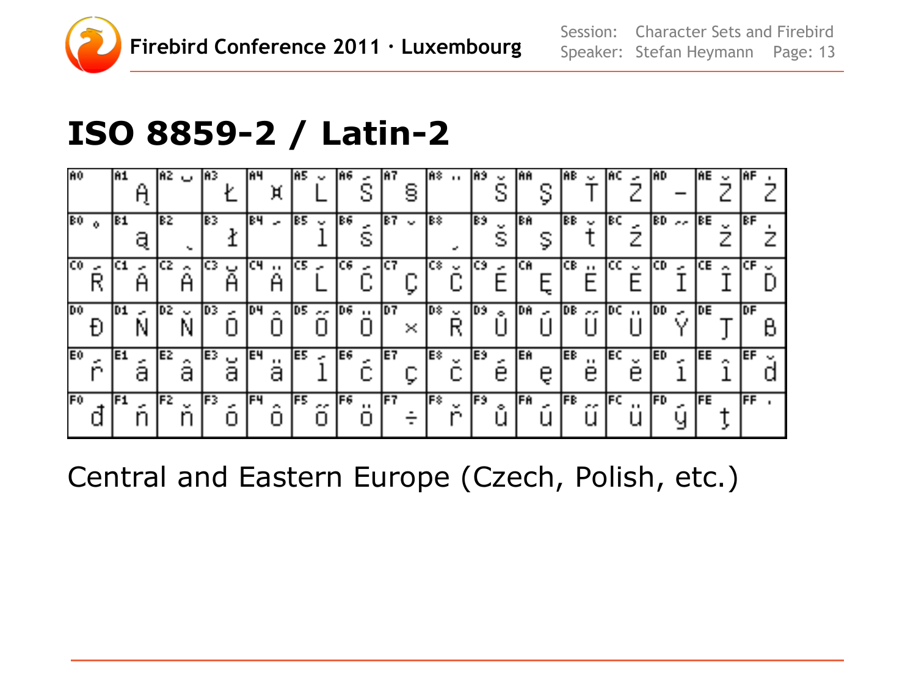# ISO 8859-2 / Latin-2

| A0 | A1 Ą | A2 ˘ | A3 Ł | A4 ¤ | A5 Ľ | A6 Ś | A7 § | A8 ¨ | A9 Š | AA Ş | AB Ť | AC Ź | AD – | AE Ž | AF Ż |
|---|---|---|---|---|---|---|---|---|---|---|---|---|---|---|---|
| B0 ° | B1 ą | B2 ˛ | B3 ł | B4 ´ | B5 ľ | B6 ś | B7 ˇ | B8 ¸ | B9 š | BA ş | BB ť | BC ź | BD ˝ | BE ž | BF ż |
| C0 Ŕ | C1 Á | C2 Â | C3 Ă | C4 Ä | C5 Ĺ | C6 Ć | C7 Ç | C8 Č | C9 É | CA Ę | CB Ë | CC Ě | CD Í | CE Î | CF Ď |
| D0 Đ | D1 Ń | D2 Ň | D3 Ó | D4 Ô | D5 Ő | D6 Ö | D7 × | D8 Ř | D9 Ů | DA Ú | DB Ű | DC Ü | DD Ý | DE Ţ | DF ß |
| E0 ŕ | E1 á | E2 â | E3 ă | E4 ä | E5 ĺ | E6 ć | E7 ç | E8 č | E9 é | EA ę | EB ë | EC ě | ED í | EE î | EF ď |
| F0 đ | F1 ń | F2 ň | F3 ó | F4 ô | F5 ő | F6 ö | F7 ÷ | F8 ř | F9 ů | FA ú | FB ű | FC ü | FD ý | FE ţ | FF ˙ |

Central and Eastern Europe (Czech, Polish, etc.)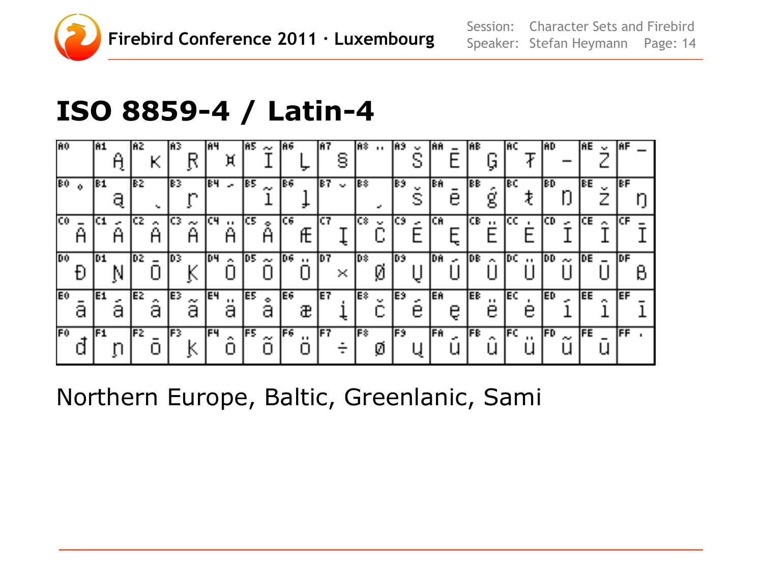# ISO 8859-4 / Latin-4

| A0 | A1 Ą | A2 ĸ | A3 Ŗ | A4 ¤ | A5 Ĩ | A6 Ļ | A7 § | A8 ¨ | A9 Š | AA Ē | AB Ģ | AC Ŧ | AD – | AE Ž | AF ¯ |
|---|---|---|---|---|---|---|---|---|---|---|---|---|---|---|---|
| B0 ° | B1 ą | B2 ˛ | B3 ŗ | B4 ´ | B5 ĩ | B6 ļ | B7 ˇ | B8 ¸ | B9 š | BA ē | BB ģ | BC ŧ | BD Ŋ | BE ž | BF ŋ |
| C0 Ā | C1 Á | C2 Â | C3 Ã | C4 Ä | C5 Å | C6 Æ | C7 Į | C8 Č | C9 É | CA Ę | CB Ë | CC Ė | CD Í | CE Î | CF Ī |
| D0 Đ | D1 Ņ | D2 Ō | D3 Ķ | D4 Ô | D5 Õ | D6 Ö | D7 × | D8 Ø | D9 Ų | DA Ú | DB Û | DC Ü | DD Ũ | DE Ū | DF ß |
| E0 ā | E1 á | E2 â | E3 ã | E4 ä | E5 å | E6 æ | E7 į | E8 č | E9 é | EA ę | EB ë | EC ė | ED í | EE î | EF ī |
| F0 đ | F1 ņ | F2 ō | F3 ķ | F4 ô | F5 õ | F6 ö | F7 ÷ | F8 ø | F9 ų | FA ú | FB û | FC ü | FD ũ | FE ū | FF ˙ |

Northern Europe, Baltic, Greenlanic, Sami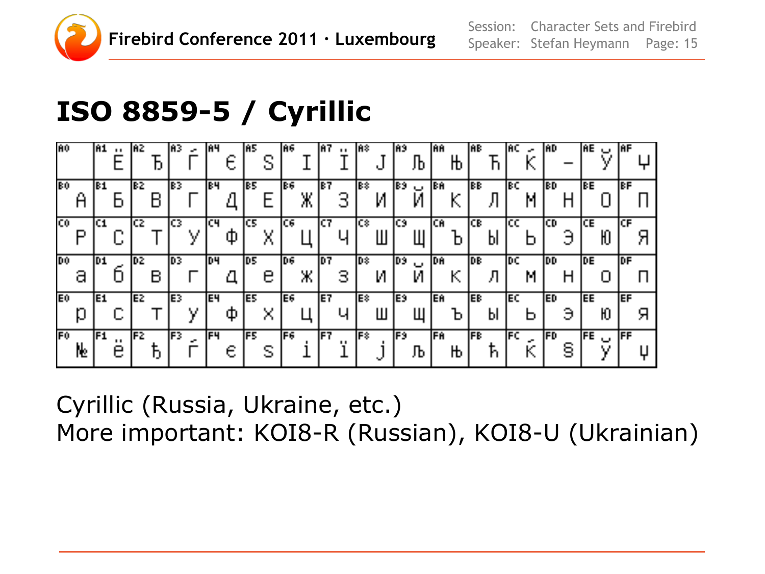# ISO 8859-5 / Cyrillic

| A0 | A1 Ё | A2 Ђ | A3 Ѓ | A4 Є | A5 Ѕ | A6 І | A7 Ї | A8 Ј | A9 Љ | AA Њ | AB Ћ | AC Ќ | AD ­ | AE Ў | AF Џ |
|---|---|---|---|---|---|---|---|---|---|---|---|---|---|---|---|
| B0 А | B1 Б | B2 В | B3 Г | B4 Д | B5 Е | B6 Ж | B7 З | B8 И | B9 Й | BA К | BB Л | BC М | BD Н | BE О | BF П |
| C0 Р | C1 С | C2 Т | C3 У | C4 Ф | C5 Х | C6 Ц | C7 Ч | C8 Ш | C9 Щ | CA Ъ | CB Ы | CC Ь | CD Э | CE Ю | CF Я |
| D0 а | D1 б | D2 в | D3 г | D4 д | D5 е | D6 ж | D7 з | D8 и | D9 й | DA к | DB л | DC м | DD н | DE о | DF п |
| E0 р | E1 с | E2 т | E3 у | E4 ф | E5 х | E6 ц | E7 ч | E8 ш | E9 щ | EA ъ | EB ы | EC ь | ED э | EE ю | EF я |
| F0 № | F1 ё | F2 ђ | F3 ѓ | F4 є | F5 ѕ | F6 і | F7 ї | F8 ј | F9 љ | FA њ | FB ћ | FC ќ | FD § | FE ў | FF џ |

Cyrillic (Russia, Ukraine, etc.)
More important: KOI8-R (Russian), KOI8-U (Ukrainian)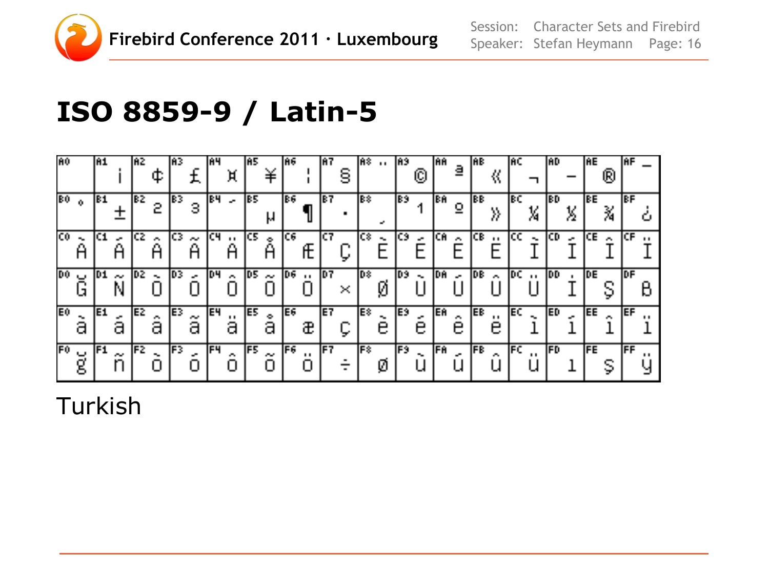# ISO 8859-9 / Latin-5

| A0 | A1 ¡ | A2 ¢ | A3 £ | A4 ¤ | A5 ¥ | A6 ¦ | A7 § | A8 ¨ | A9 © | AA ª | AB « | AC ¬ | AD ­ | AE ® | AF ¯ |
|---|---|---|---|---|---|---|---|---|---|---|---|---|---|---|---|
| B0 ° | B1 ± | B2 ² | B3 ³ | B4 ´ | B5 µ | B6 ¶ | B7 · | B8 ¸ | B9 ¹ | BA º | BB » | BC ¼ | BD ½ | BE ¾ | BF ¿ |
| C0 À | C1 Á | C2 Â | C3 Ã | C4 Ä | C5 Å | C6 Æ | C7 Ç | C8 È | C9 É | CA Ê | CB Ë | CC Ì | CD Í | CE Î | CF Ï |
| D0 Ğ | D1 Ñ | D2 Ò | D3 Ó | D4 Ô | D5 Õ | D6 Ö | D7 × | D8 Ø | D9 Ù | DA Ú | DB Û | DC Ü | DD İ | DE Ş | DF ß |
| E0 à | E1 á | E2 â | E3 ã | E4 ä | E5 å | E6 æ | E7 ç | E8 è | E9 é | EA ê | EB ë | EC ì | ED í | EE î | EF ï |
| F0 ğ | F1 ñ | F2 ò | F3 ó | F4 ô | F5 õ | F6 ö | F7 ÷ | F8 ø | F9 ù | FA ú | FB û | FC ü | FD ı | FE ş | FF ÿ |

Turkish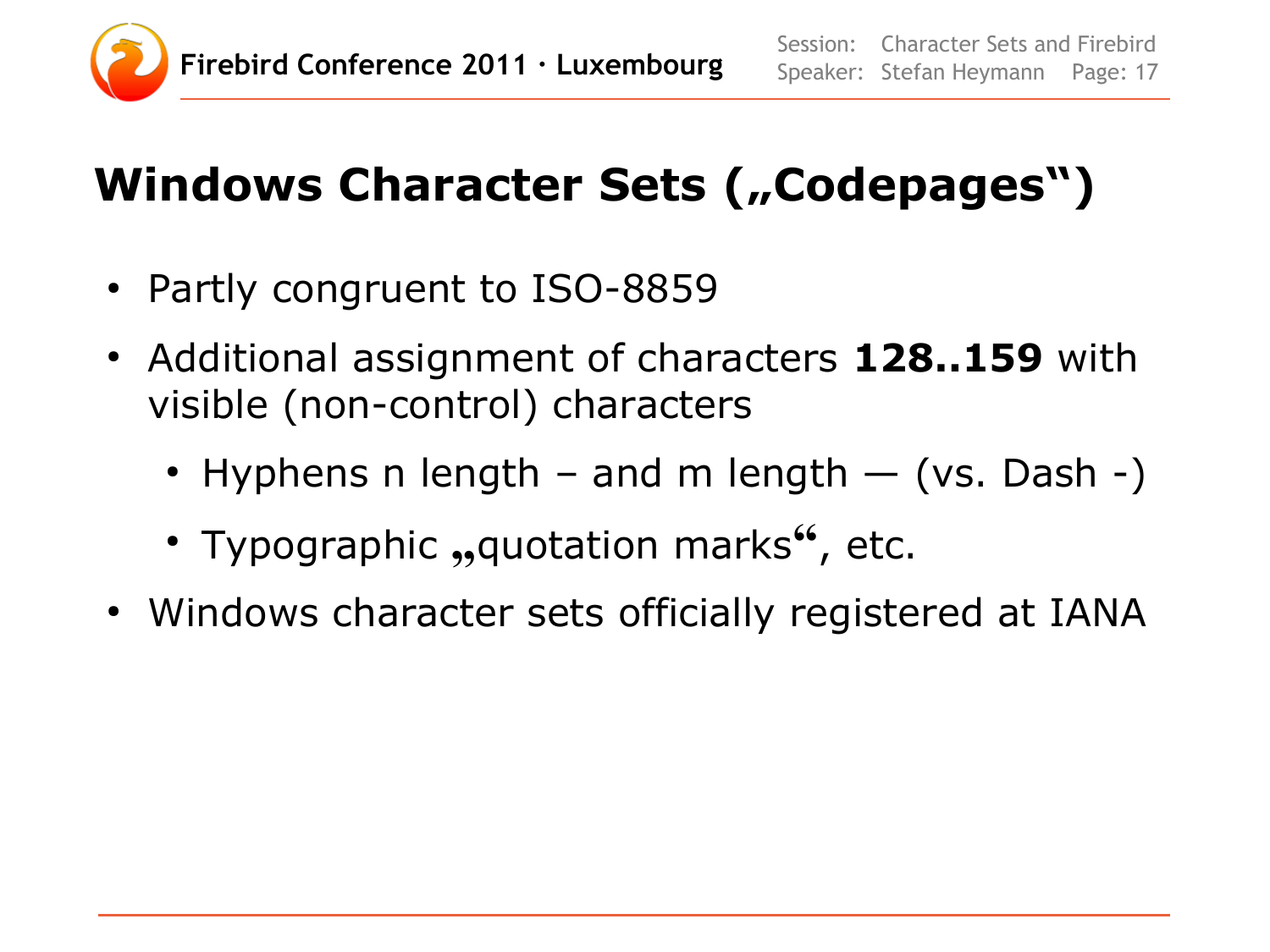# Windows Character Sets („Codepages“)

- Partly congruent to ISO-8859
- Additional assignment of characters **128..159** with visible (non-control) characters
  - Hyphens n length – and m length — (vs. Dash -)
  - Typographic **„**quotation marks**“**, etc.
- Windows character sets officially registered at IANA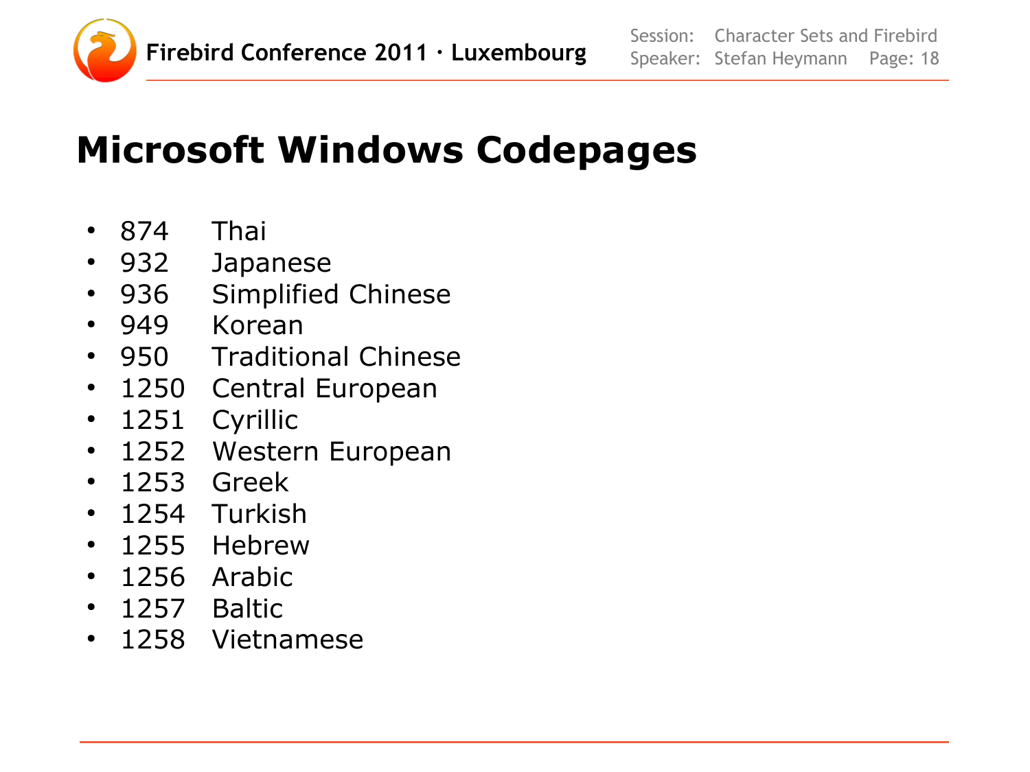# Microsoft Windows Codepages

- 874 Thai
- 932 Japanese
- 936 Simplified Chinese
- 949 Korean
- 950 Traditional Chinese
- 1250 Central European
- 1251 Cyrillic
- 1252 Western European
- 1253 Greek
- 1254 Turkish
- 1255 Hebrew
- 1256 Arabic
- 1257 Baltic
- 1258 Vietnamese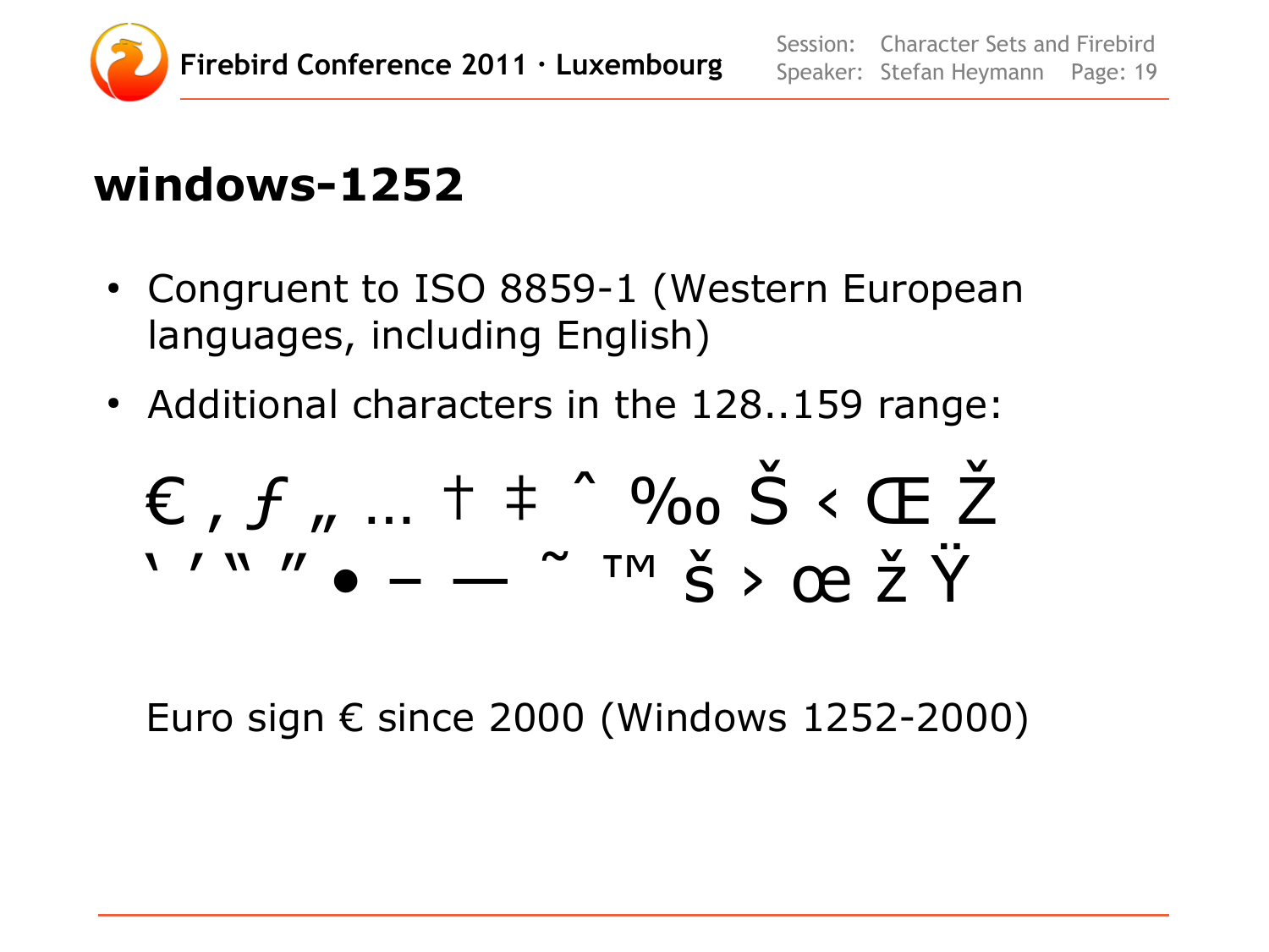# windows-1252

- Congruent to ISO 8859-1 (Western European languages, including English)
- Additional characters in the 128..159 range:

€ ‚ ƒ „ … † ‡ ˆ ‰ Š ‹ Œ Ž
‘ ’ “ ” • – — ˜ ™ š › œ ž Ÿ

Euro sign € since 2000 (Windows 1252-2000)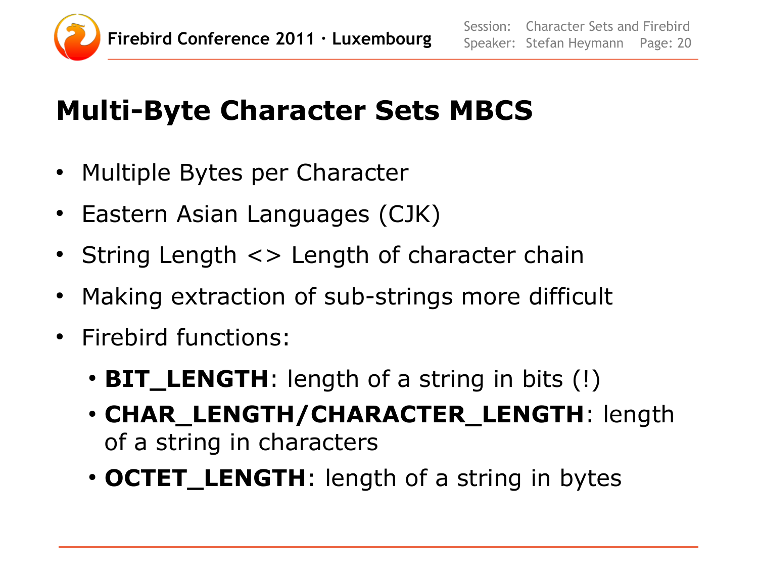# Multi-Byte Character Sets MBCS

- Multiple Bytes per Character
- Eastern Asian Languages (CJK)
- String Length <> Length of character chain
- Making extraction of sub-strings more difficult
- Firebird functions:
  - **BIT_LENGTH**: length of a string in bits (!)
  - **CHAR_LENGTH/CHARACTER_LENGTH**: length of a string in characters
  - **OCTET_LENGTH**: length of a string in bytes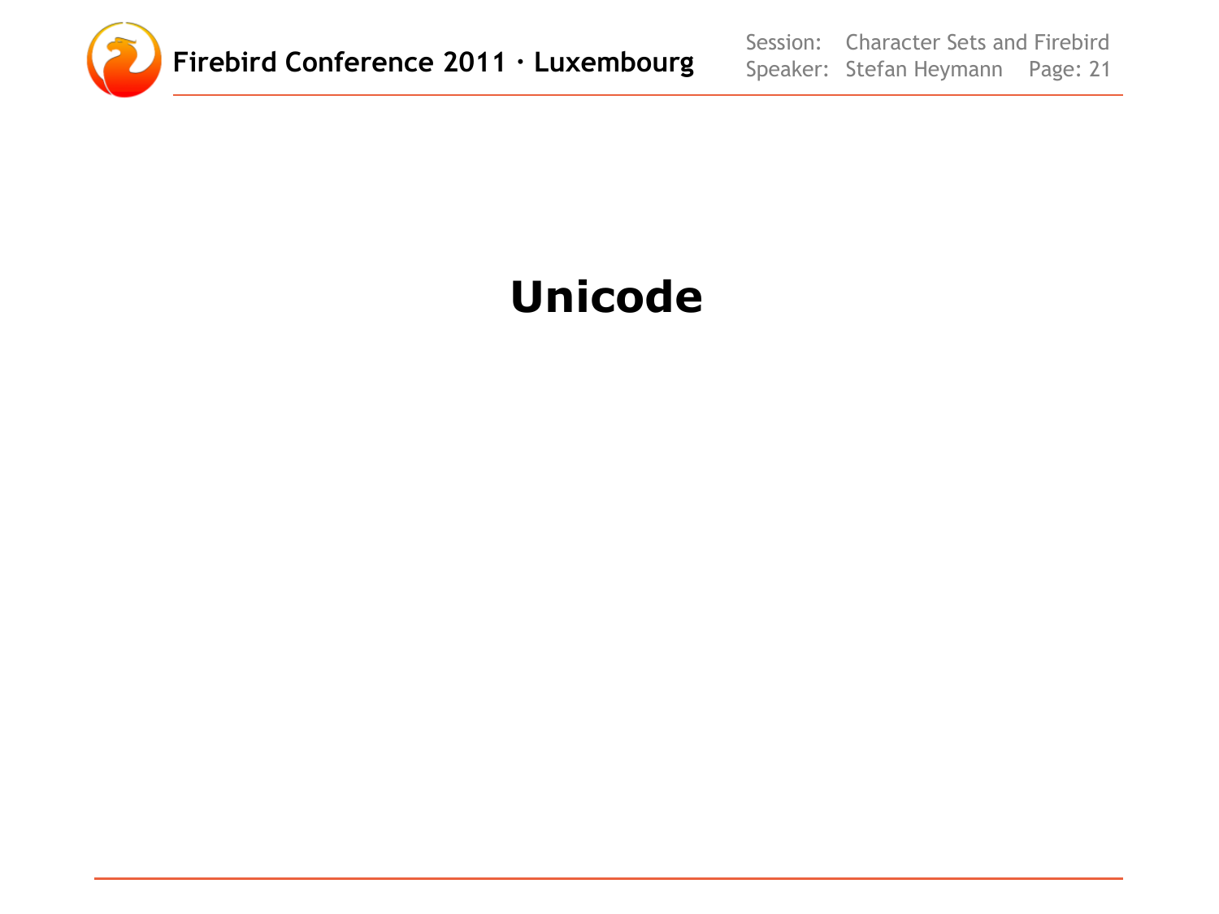# Unicode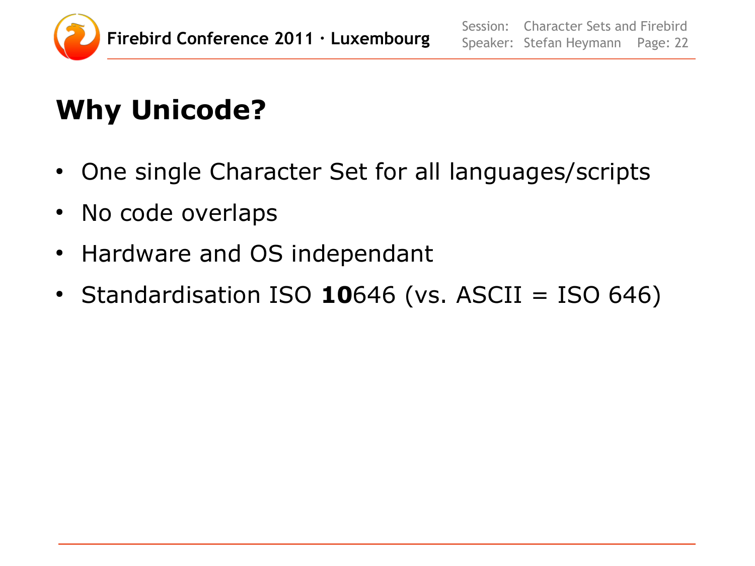# Why Unicode?

- One single Character Set for all languages/scripts
- No code overlaps
- Hardware and OS independant
- Standardisation ISO **10**646 (vs. ASCII = ISO 646)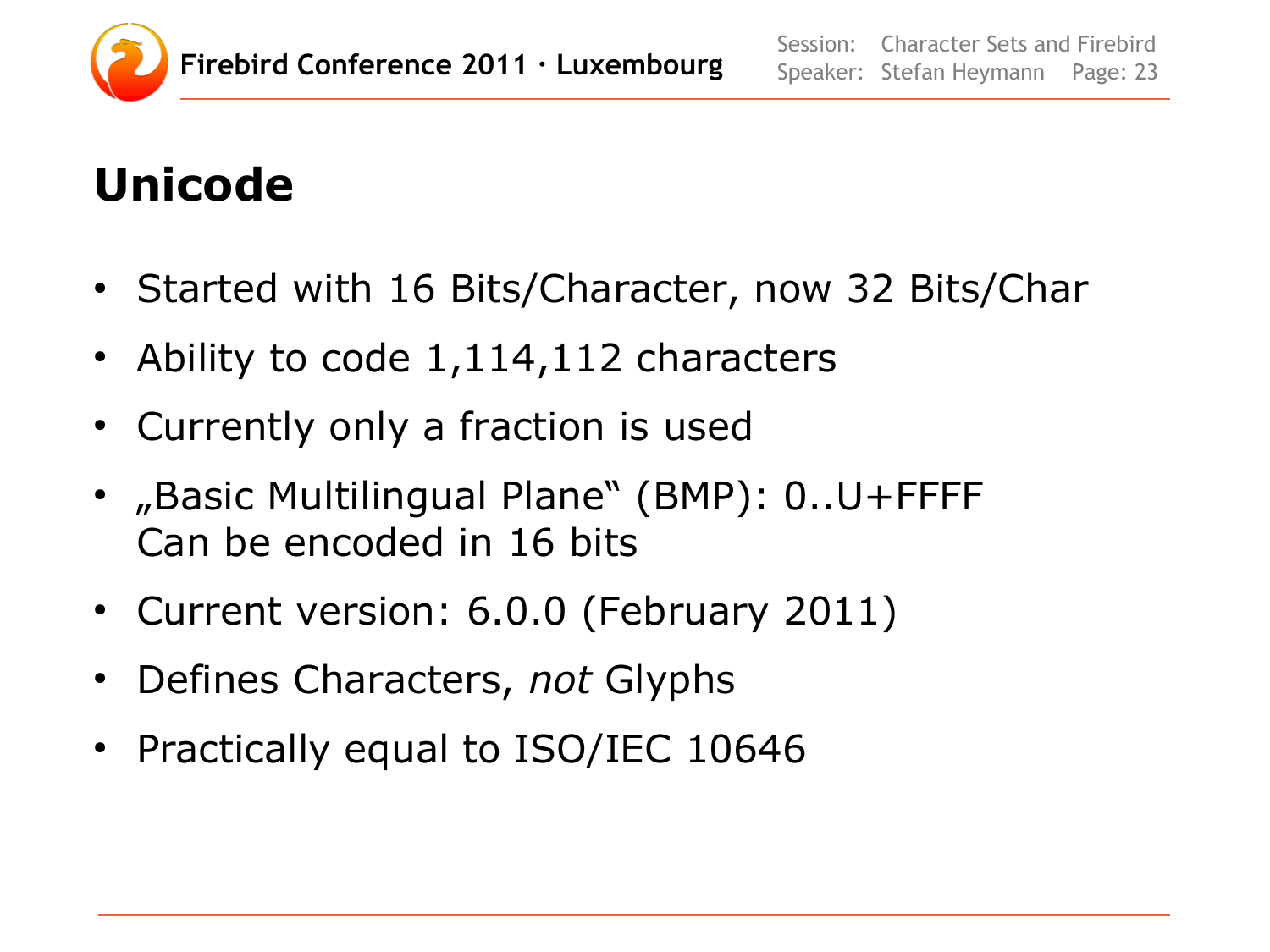# Unicode

- Started with 16 Bits/Character, now 32 Bits/Char
- Ability to code 1,114,112 characters
- Currently only a fraction is used
- „Basic Multilingual Plane“ (BMP): 0..U+FFFF
  Can be encoded in 16 bits
- Current version: 6.0.0 (February 2011)
- Defines Characters, *not* Glyphs
- Practically equal to ISO/IEC 10646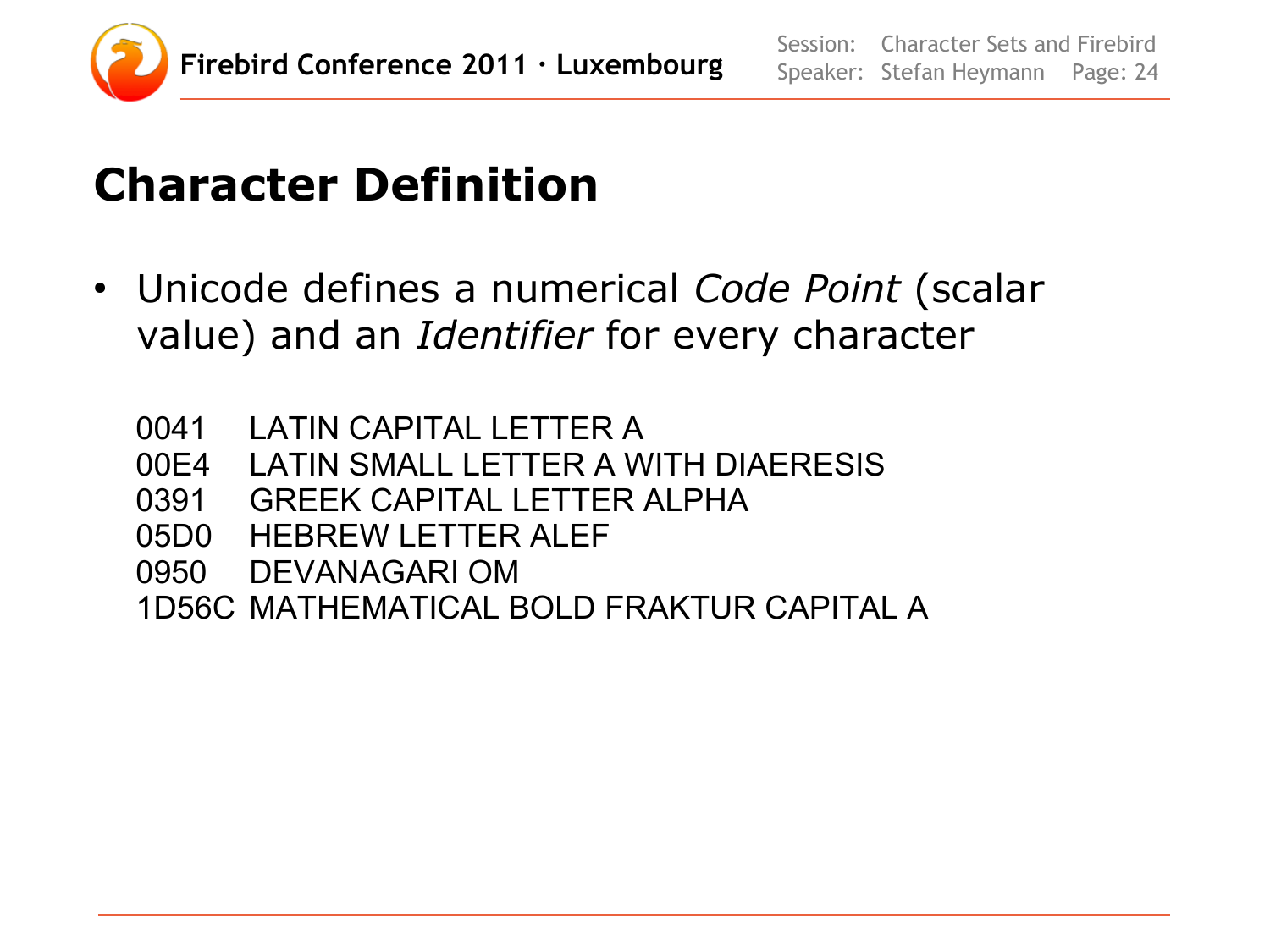# Character Definition

- Unicode defines a numerical *Code Point* (scalar value) and an *Identifier* for every character

```
0041   LATIN CAPITAL LETTER A
00E4   LATIN SMALL LETTER A WITH DIAERESIS
0391   GREEK CAPITAL LETTER ALPHA
05D0   HEBREW LETTER ALEF
0950   DEVANAGARI OM
1D56C  MATHEMATICAL BOLD FRAKTUR CAPITAL A
```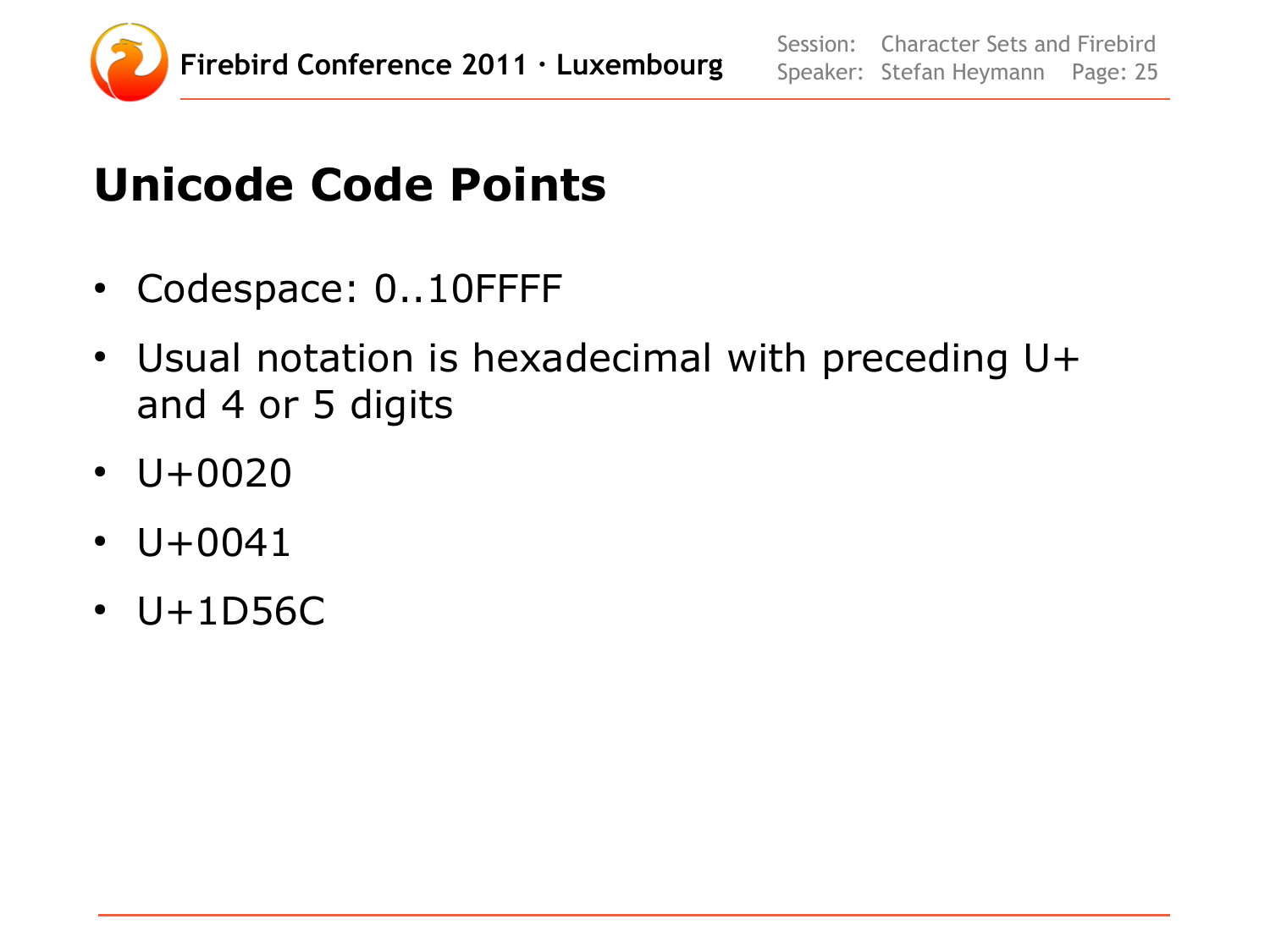# Unicode Code Points

- Codespace: 0..10FFFF
- Usual notation is hexadecimal with preceding U+ and 4 or 5 digits
- U+0020
- U+0041
- U+1D56C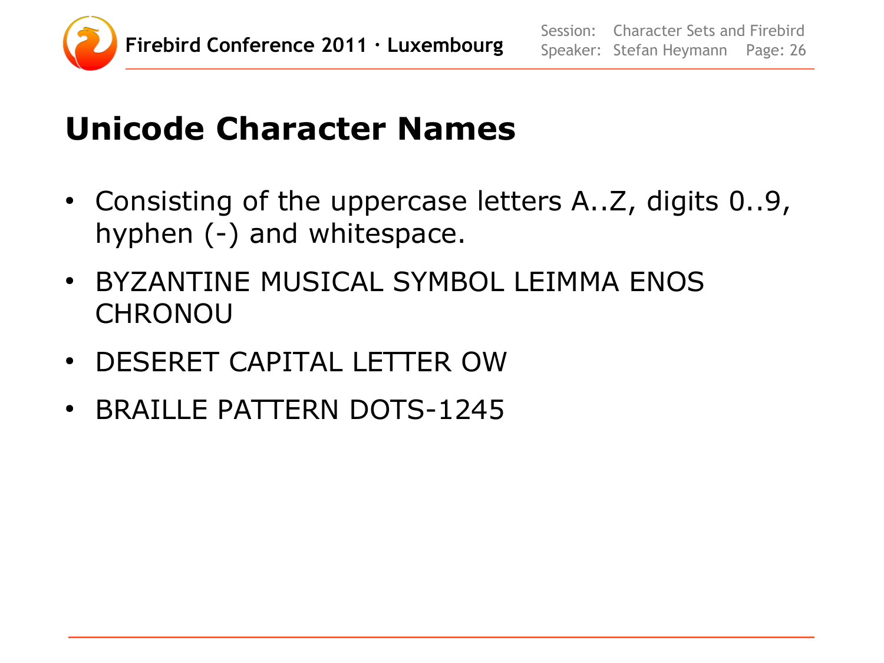# Unicode Character Names

- Consisting of the uppercase letters A..Z, digits 0..9, hyphen (-) and whitespace.
- BYZANTINE MUSICAL SYMBOL LEIMMA ENOS CHRONOU
- DESERET CAPITAL LETTER OW
- BRAILLE PATTERN DOTS-1245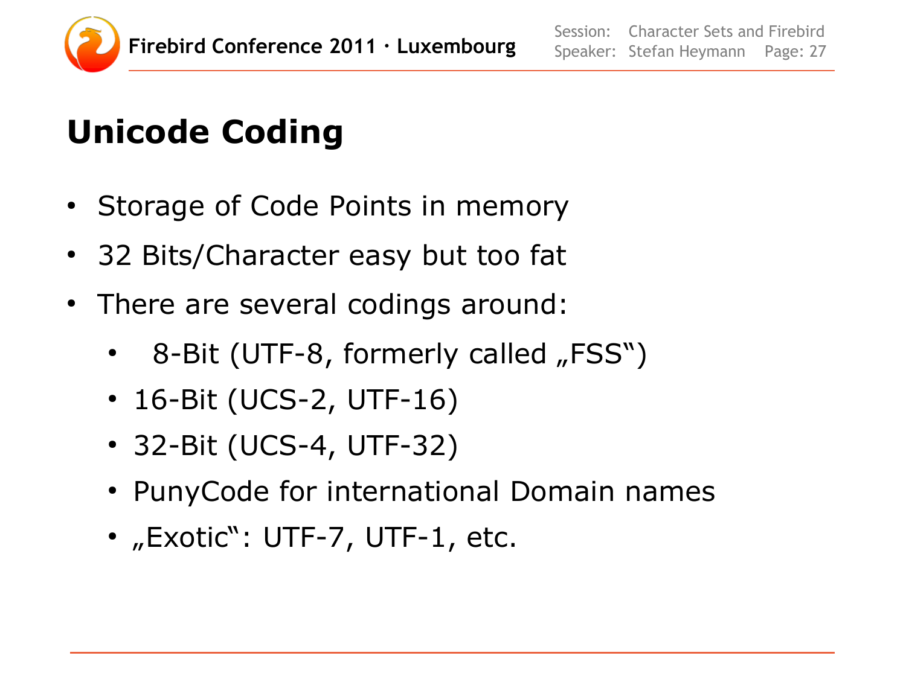# Unicode Coding

- Storage of Code Points in memory
- 32 Bits/Character easy but too fat
- There are several codings around:
  - 8-Bit (UTF-8, formerly called „FSS")
  - 16-Bit (UCS-2, UTF-16)
  - 32-Bit (UCS-4, UTF-32)
  - PunyCode for international Domain names
  - „Exotic": UTF-7, UTF-1, etc.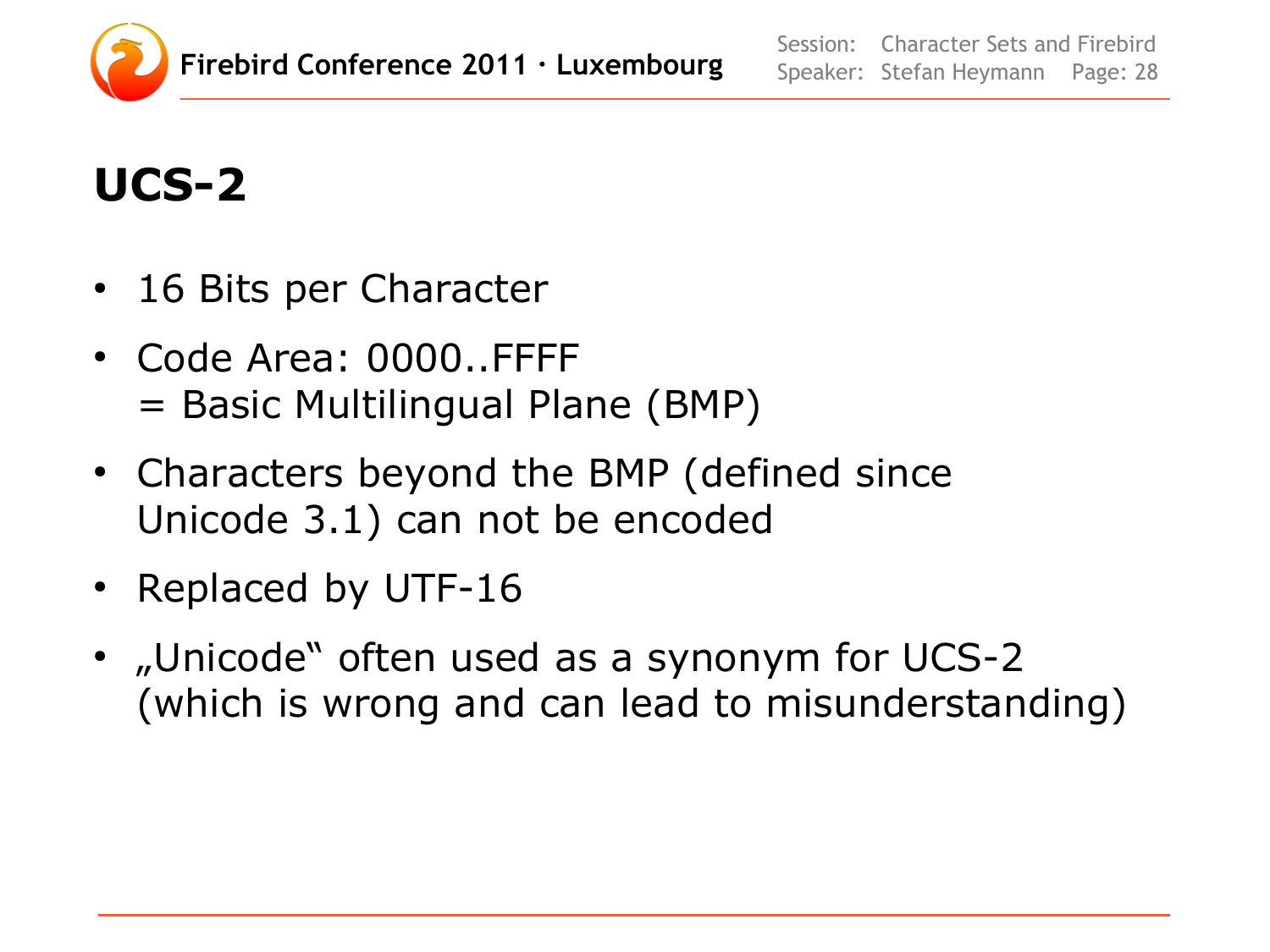# UCS-2

- 16 Bits per Character
- Code Area: 0000..FFFF
  = Basic Multilingual Plane (BMP)
- Characters beyond the BMP (defined since Unicode 3.1) can not be encoded
- Replaced by UTF-16
- „Unicode“ often used as a synonym for UCS-2 (which is wrong and can lead to misunderstanding)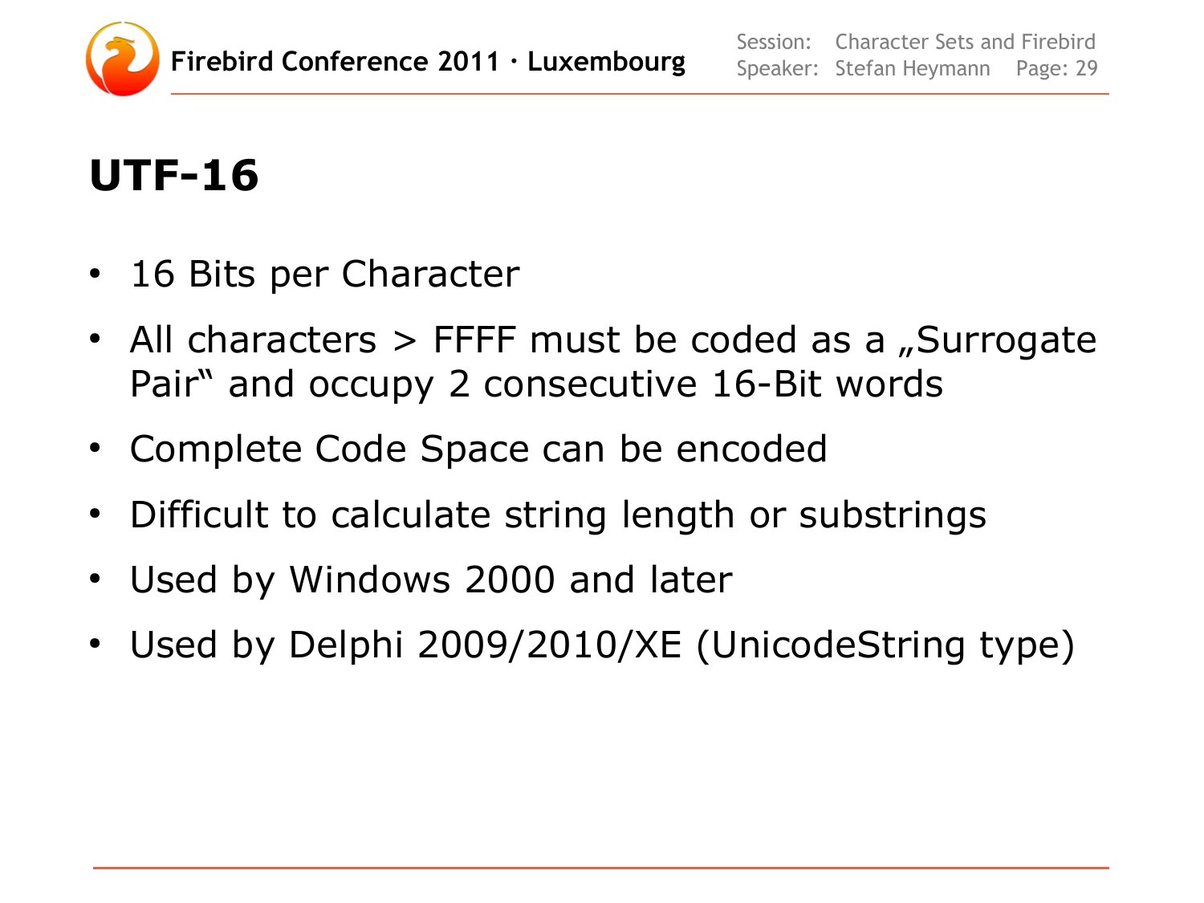# UTF-16

- 16 Bits per Character
- All characters > FFFF must be coded as a „Surrogate Pair" and occupy 2 consecutive 16-Bit words
- Complete Code Space can be encoded
- Difficult to calculate string length or substrings
- Used by Windows 2000 and later
- Used by Delphi 2009/2010/XE (UnicodeString type)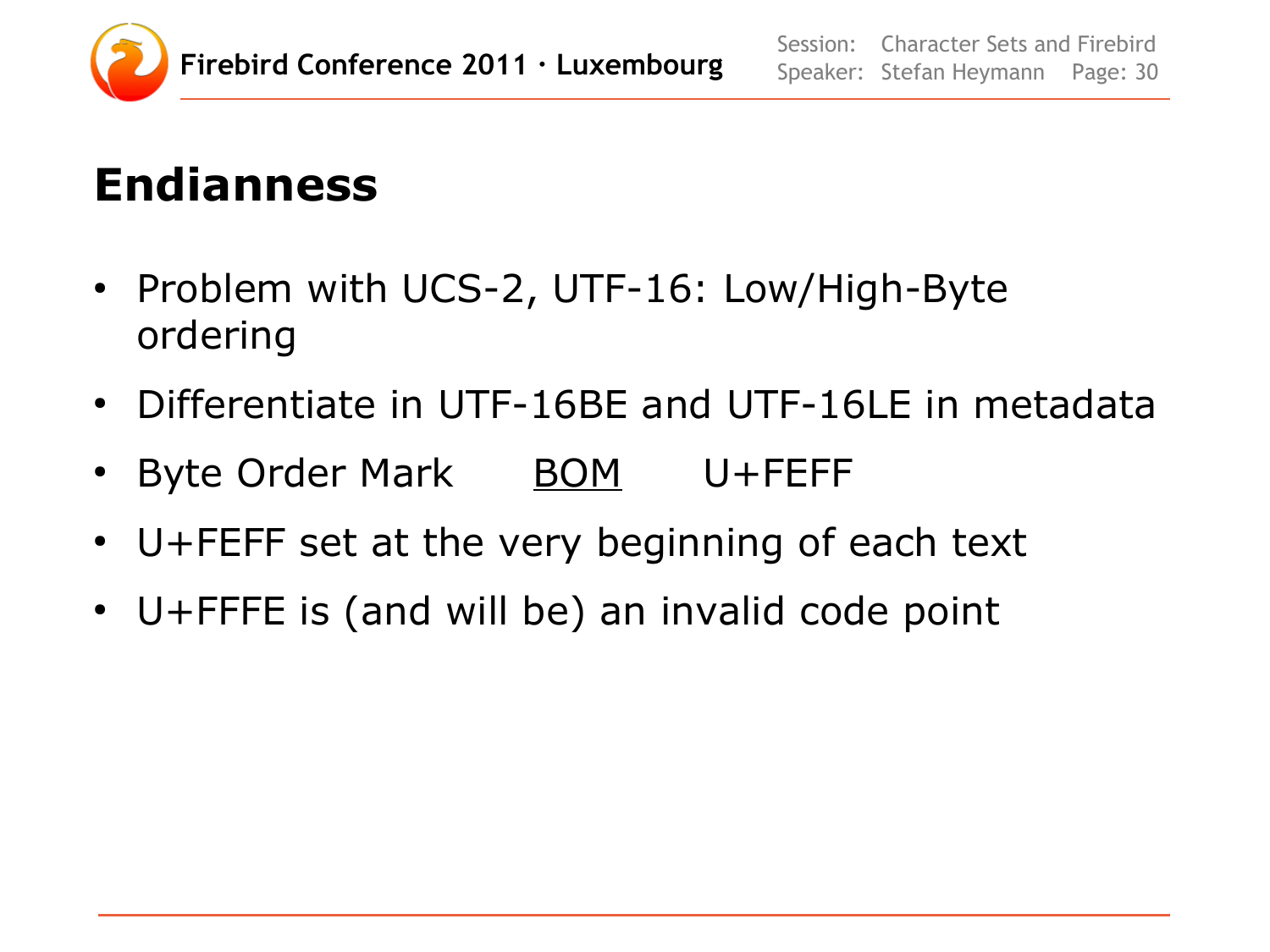# Endianness

- Problem with UCS-2, UTF-16: Low/High-Byte ordering
- Differentiate in UTF-16BE and UTF-16LE in metadata
- Byte Order Mark BOM U+FEFF
- U+FEFF set at the very beginning of each text
- U+FFFE is (and will be) an invalid code point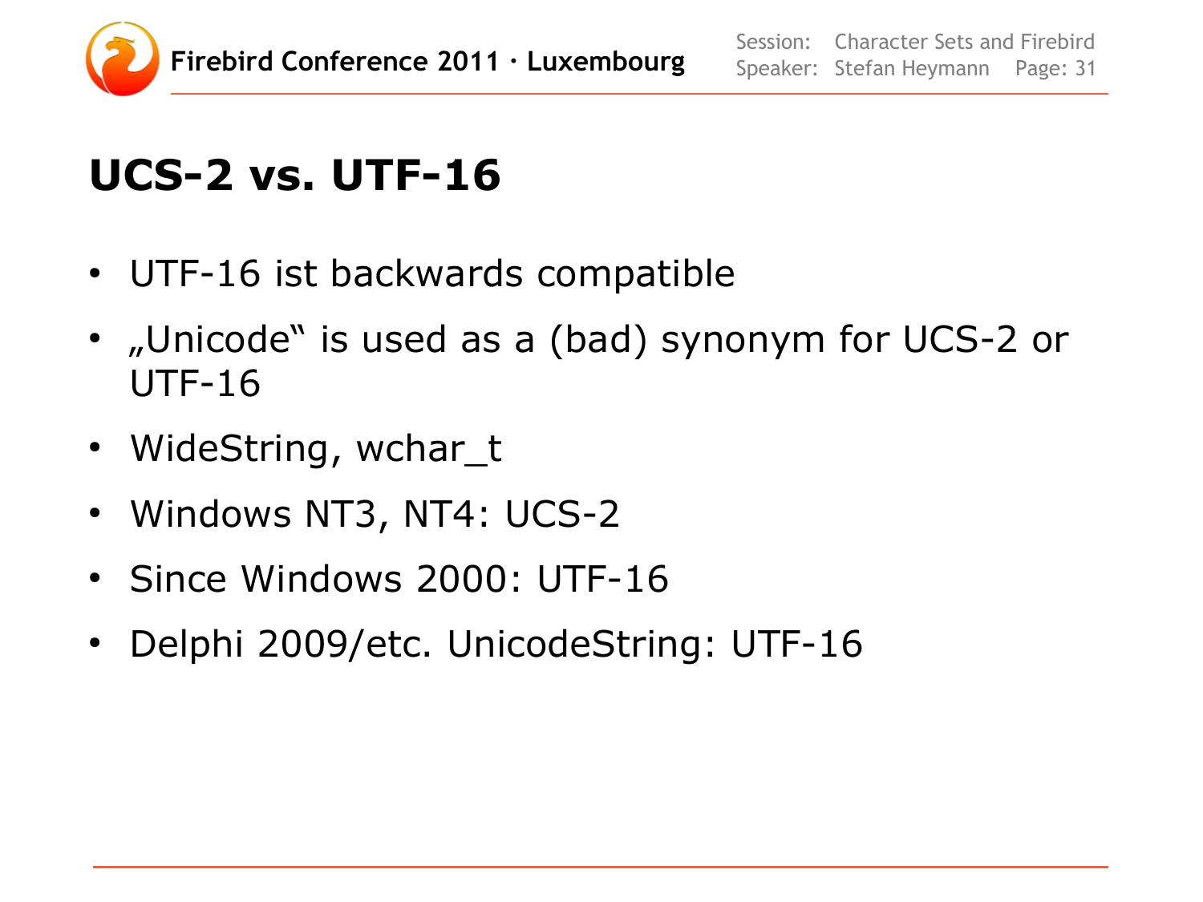# UCS-2 vs. UTF-16

- UTF-16 ist backwards compatible
- „Unicode‟ is used as a (bad) synonym for UCS-2 or UTF-16
- WideString, wchar_t
- Windows NT3, NT4: UCS-2
- Since Windows 2000: UTF-16
- Delphi 2009/etc. UnicodeString: UTF-16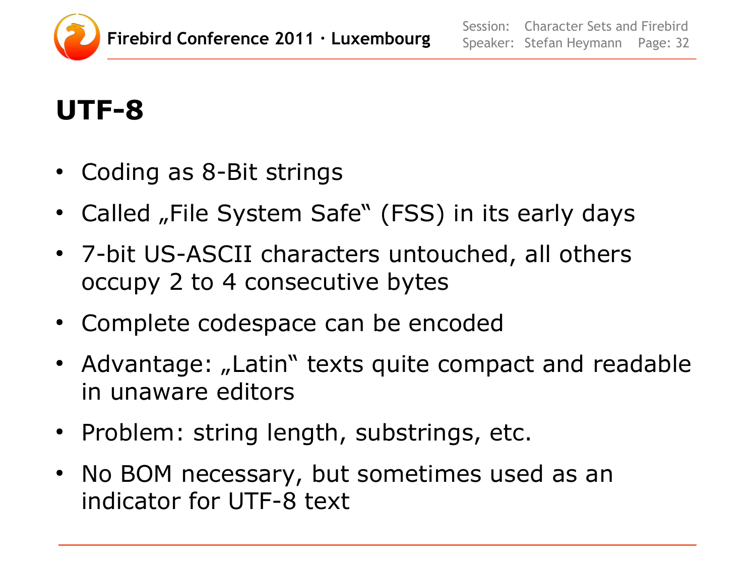# UTF-8

- Coding as 8-Bit strings
- Called „File System Safe“ (FSS) in its early days
- 7-bit US-ASCII characters untouched, all others occupy 2 to 4 consecutive bytes
- Complete codespace can be encoded
- Advantage: „Latin“ texts quite compact and readable in unaware editors
- Problem: string length, substrings, etc.
- No BOM necessary, but sometimes used as an indicator for UTF-8 text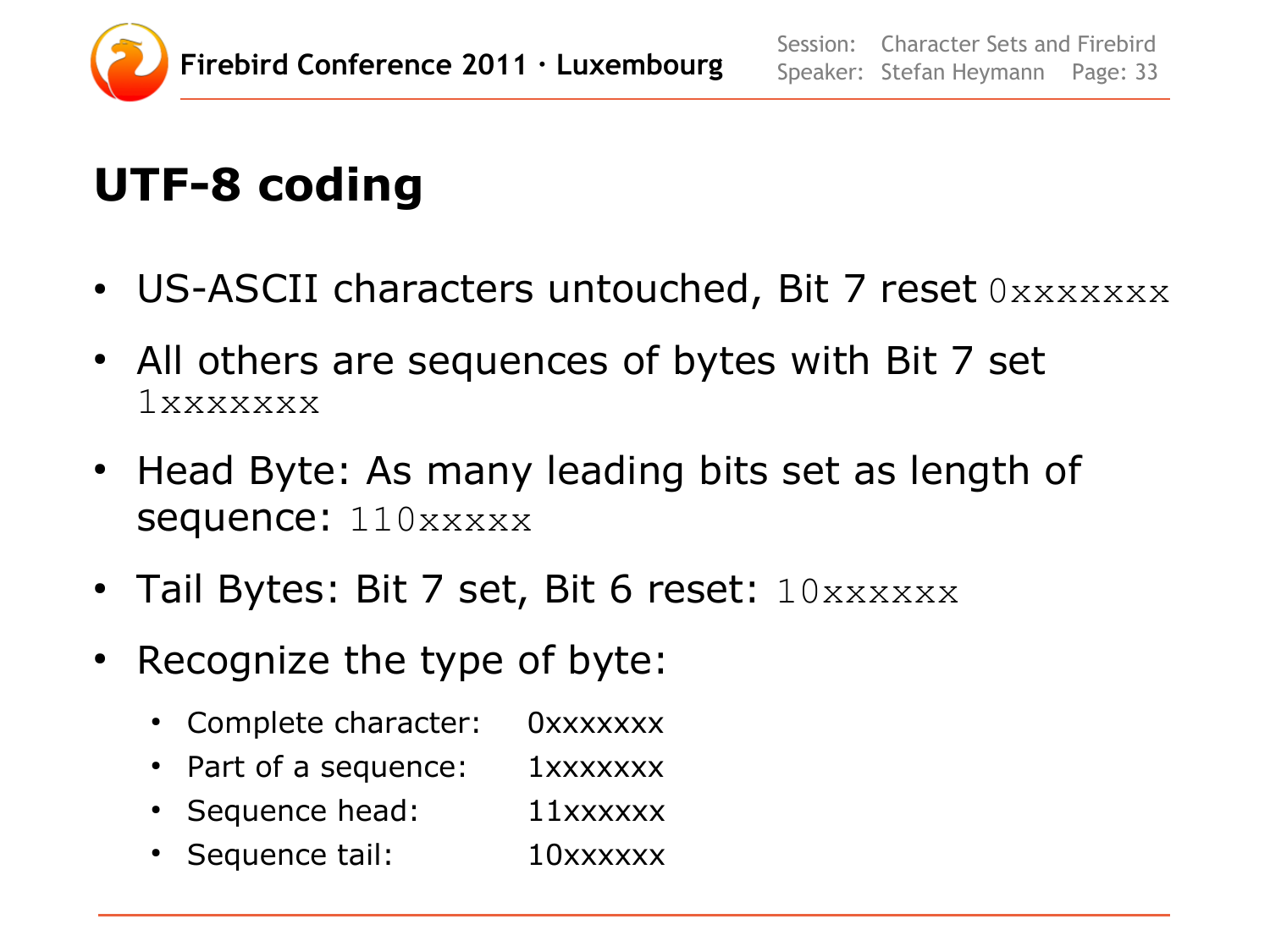# UTF-8 coding

- US-ASCII characters untouched, Bit 7 reset `0xxxxxxx`
- All others are sequences of bytes with Bit 7 set `1xxxxxxx`
- Head Byte: As many leading bits set as length of sequence: `110xxxxx`
- Tail Bytes: Bit 7 set, Bit 6 reset: `10xxxxxx`
- Recognize the type of byte:
  - Complete character: 0xxxxxxx
  - Part of a sequence: 1xxxxxxx
  - Sequence head: 11xxxxxx
  - Sequence tail: 10xxxxxx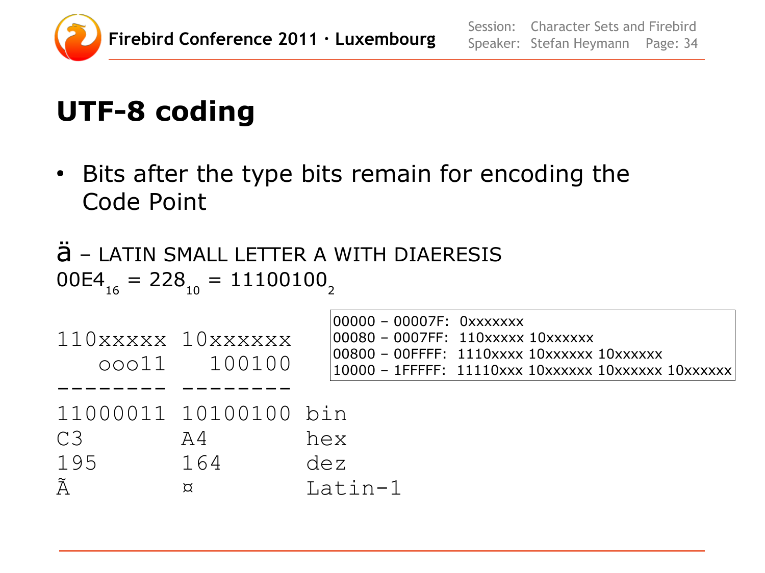# UTF-8 coding

- Bits after the type bits remain for encoding the Code Point

ä – LATIN SMALL LETTER A WITH DIAERESIS

$00E4_{16} = 228_{10} = 11100100_2$

```
00000 – 00007F:  0xxxxxxx
00080 – 0007FF:  110xxxxx 10xxxxxx
00800 – 00FFFF:  1110xxxx 10xxxxxx 10xxxxxx
10000 – 1FFFFF:  11110xxx 10xxxxxx 10xxxxxx 10xxxxxx
```

```
110xxxxx 10xxxxxx
   ooo11   100100
-------- --------
11000011 10100100 bin
C3       A4       hex
195      164      dez
Ã        ¤        Latin-1
```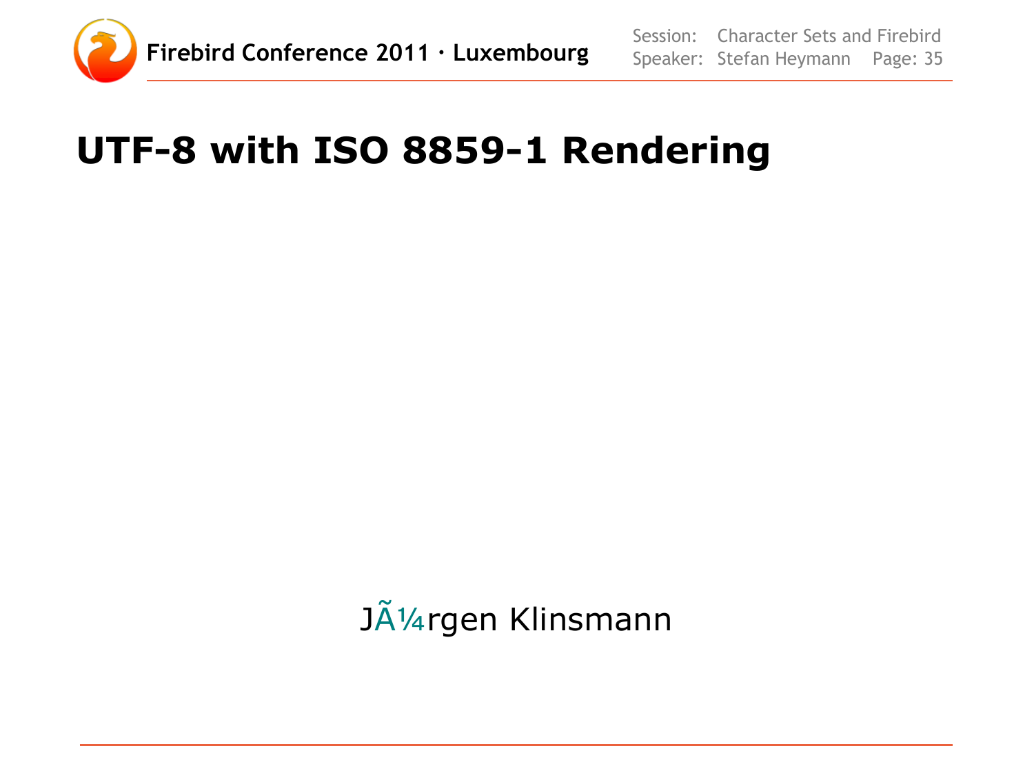# UTF-8 with ISO 8859-1 Rendering

JÃ¼rgen Klinsmann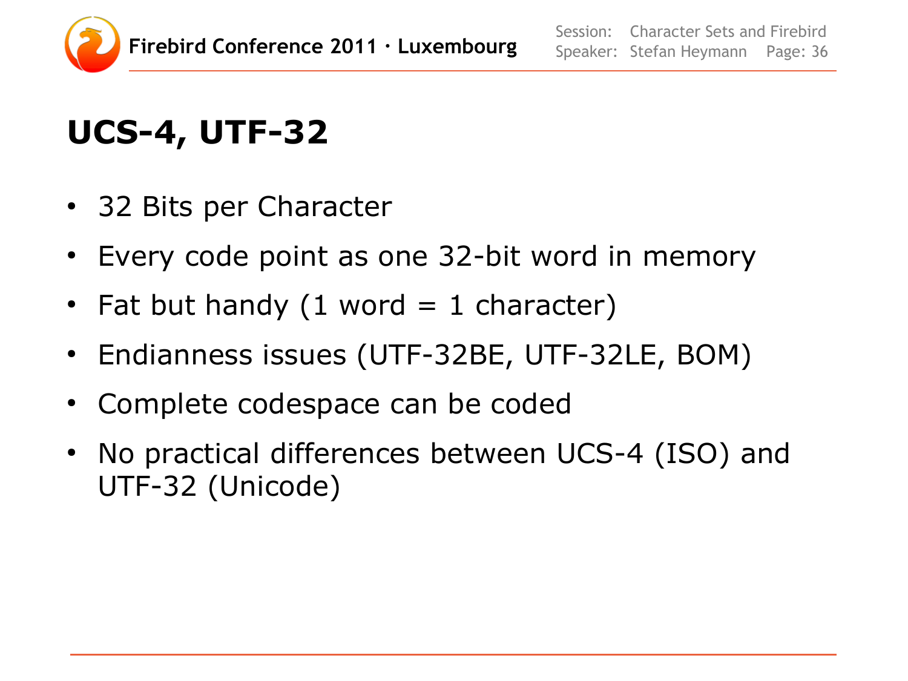# UCS-4, UTF-32

- 32 Bits per Character
- Every code point as one 32-bit word in memory
- Fat but handy (1 word = 1 character)
- Endianness issues (UTF-32BE, UTF-32LE, BOM)
- Complete codespace can be coded
- No practical differences between UCS-4 (ISO) and UTF-32 (Unicode)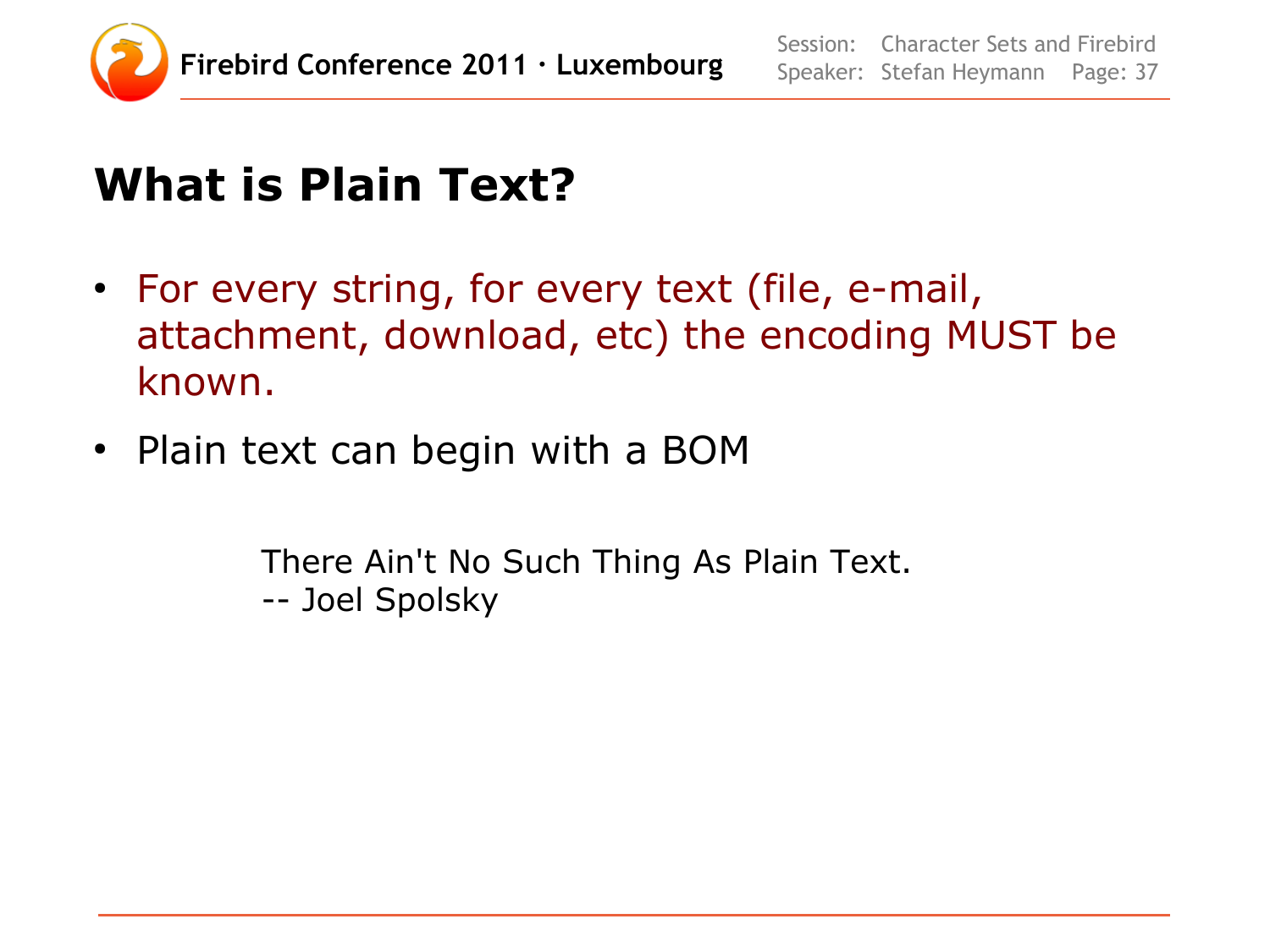# What is Plain Text?

- For every string, for every text (file, e-mail, attachment, download, etc) the encoding MUST be known.
- Plain text can begin with a BOM

> There Ain't No Such Thing As Plain Text.
> -- Joel Spolsky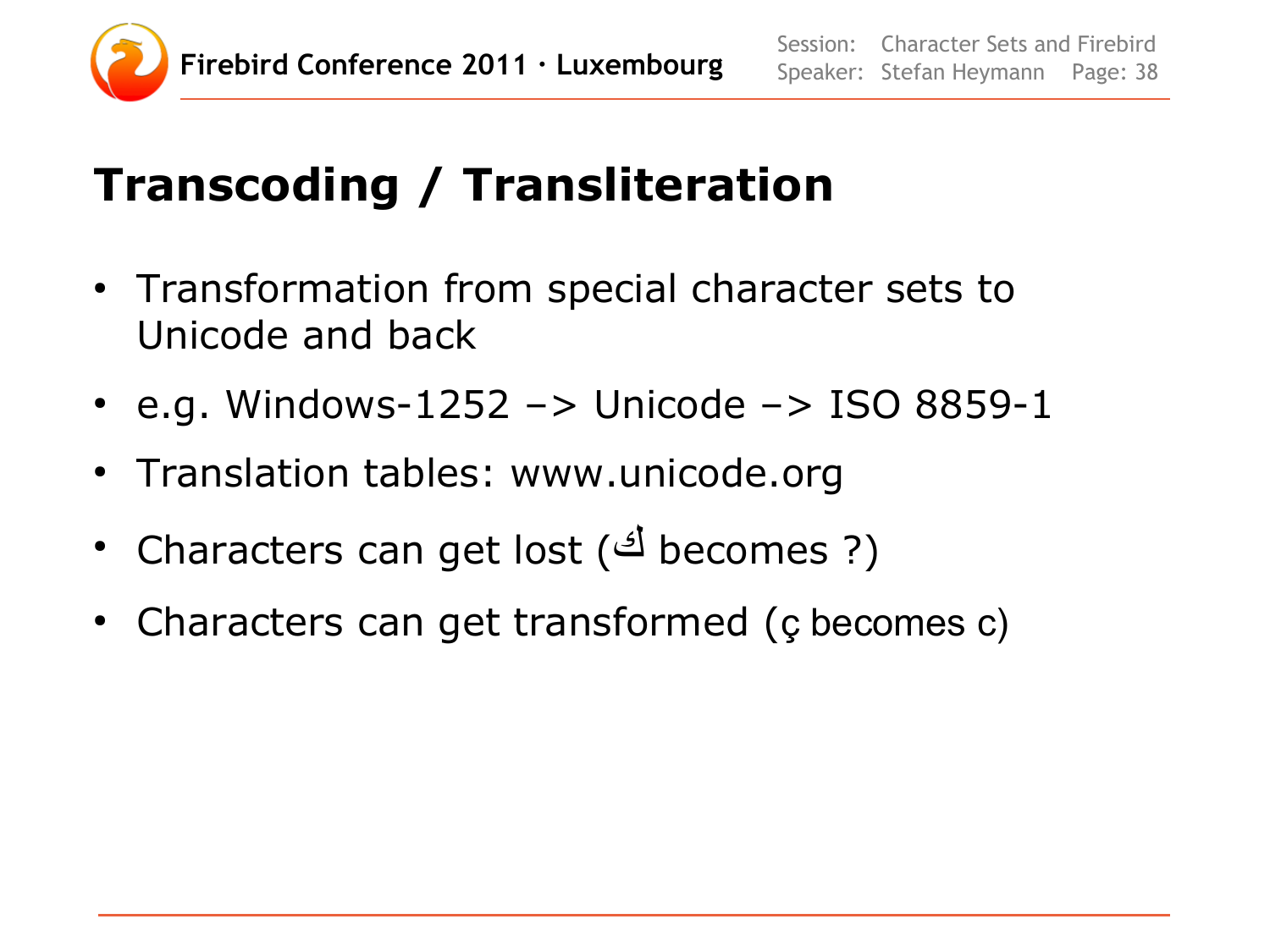# Transcoding / Transliteration

- Transformation from special character sets to Unicode and back
- e.g. Windows-1252 –> Unicode –> ISO 8859-1
- Translation tables: www.unicode.org
- Characters can get lost (ك becomes ?)
- Characters can get transformed (ç becomes c)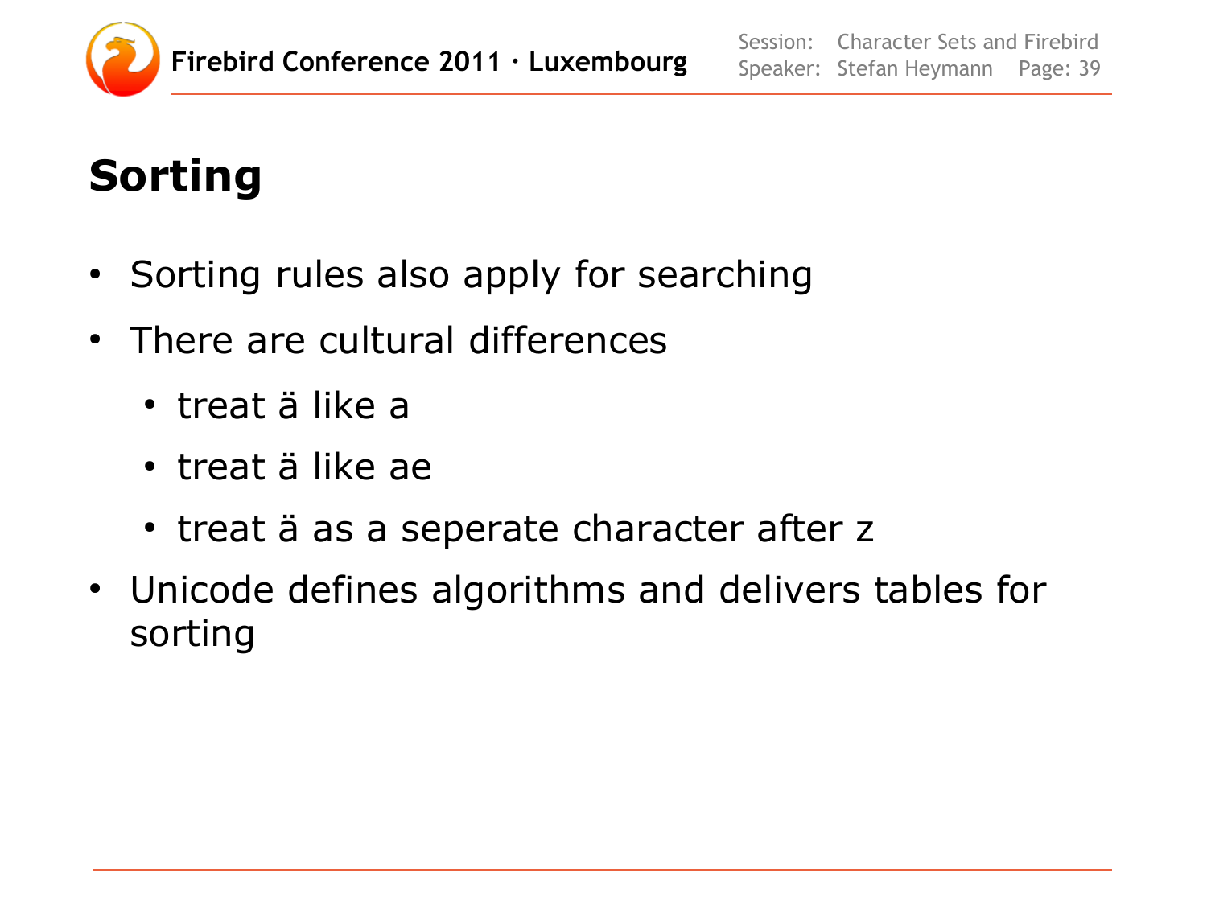# Sorting

- Sorting rules also apply for searching
- There are cultural differences
  - treat ä like a
  - treat ä like ae
  - treat ä as a seperate character after z
- Unicode defines algorithms and delivers tables for sorting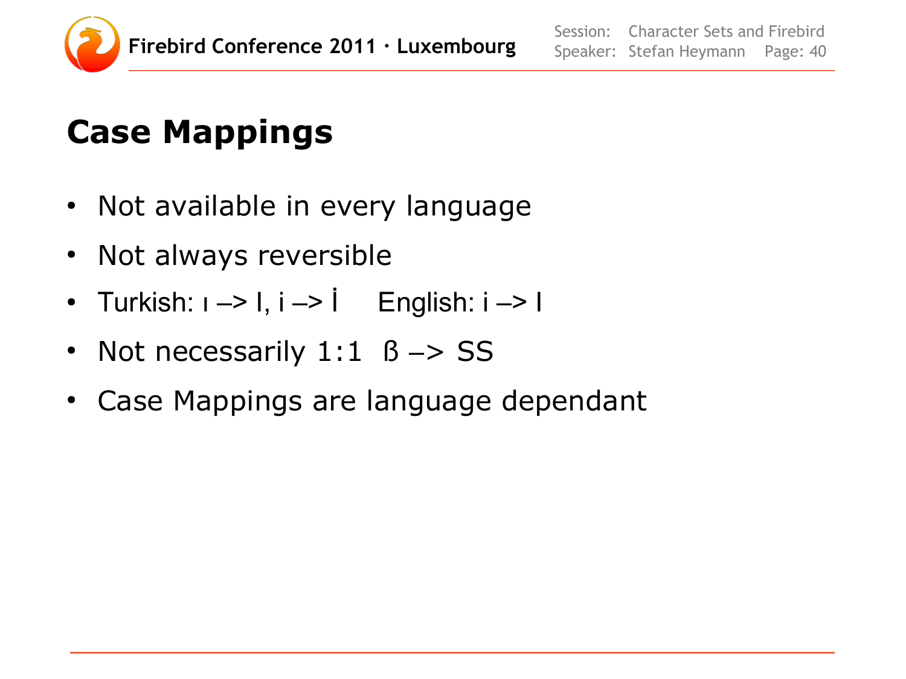# Case Mappings

- Not available in every language
- Not always reversible
- Turkish: ı –> I, i –> İ     English: i –> I
- Not necessarily 1:1  ß –> SS
- Case Mappings are language dependant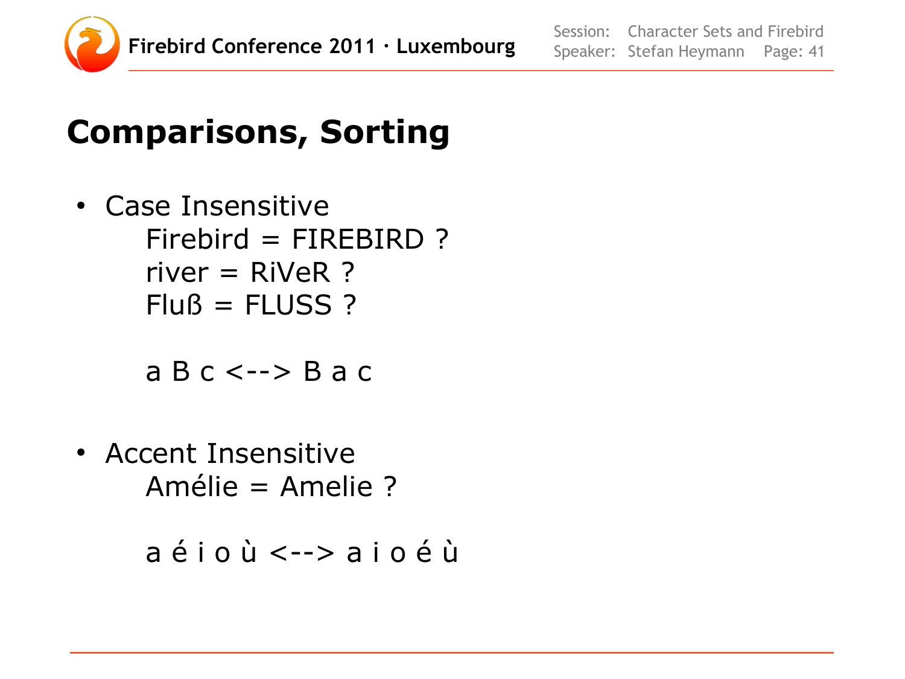# Comparisons, Sorting

- Case Insensitive

  Firebird = FIREBIRD ?
  river = RiVeR ?
  Fluß = FLUSS ?

  a B c <--> B a c

- Accent Insensitive

  Amélie = Amelie ?

  a é i o ù <--> a i o é ù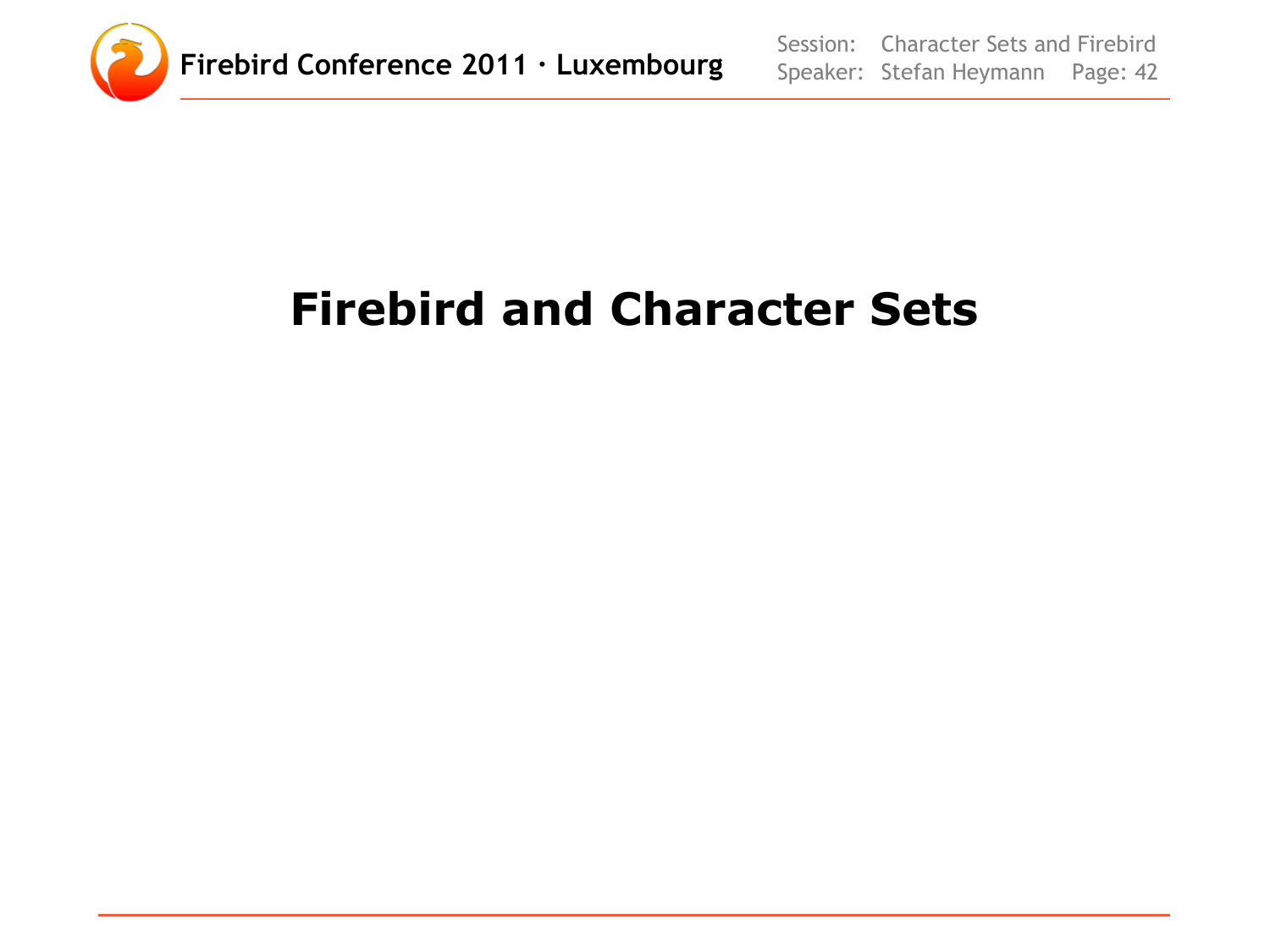# Firebird and Character Sets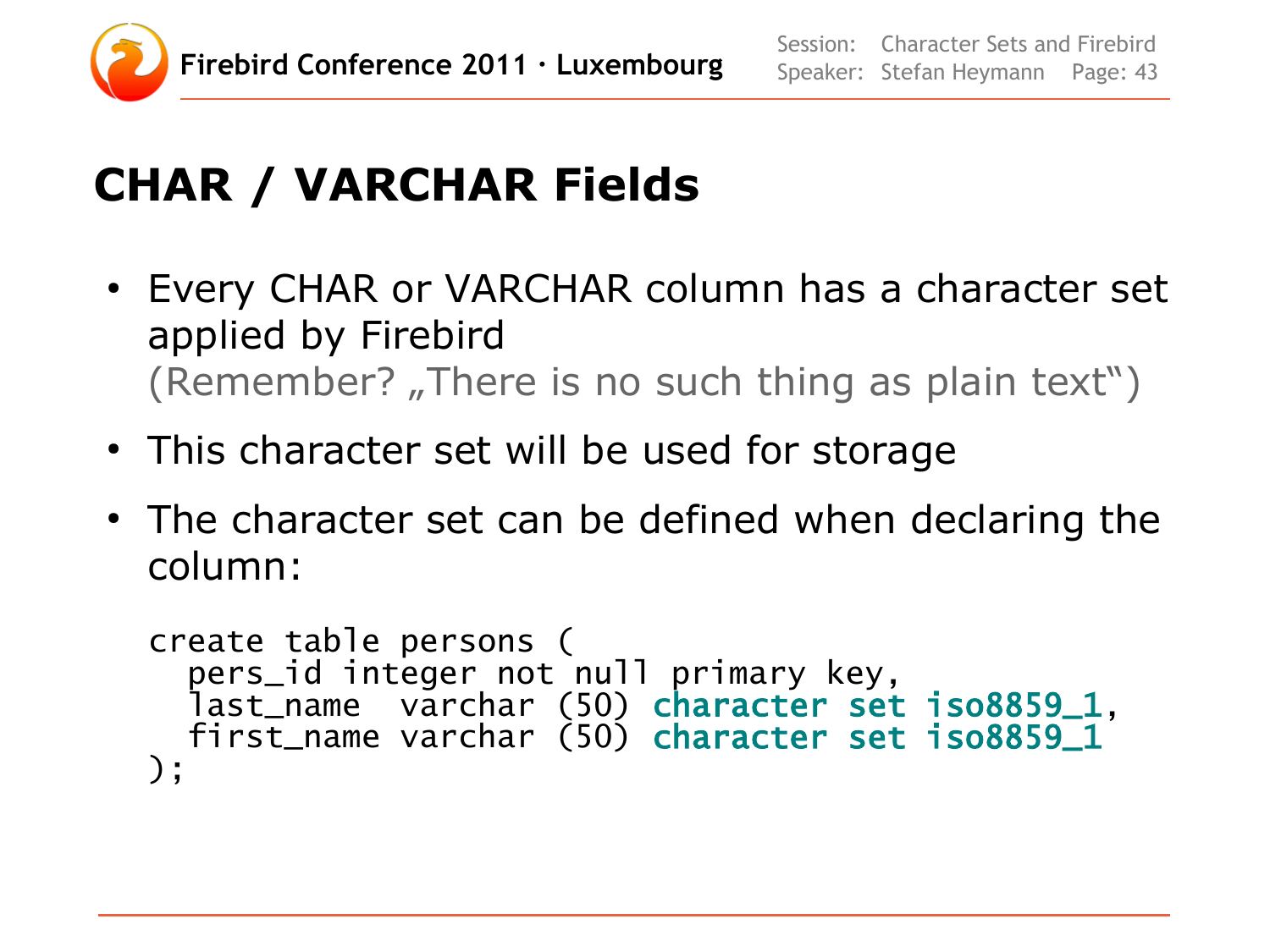# CHAR / VARCHAR Fields

- Every CHAR or VARCHAR column has a character set applied by Firebird
  (Remember? „There is no such thing as plain text")
- This character set will be used for storage
- The character set can be defined when declaring the column:

```
create table persons (
  pers_id integer not null primary key,
  last_name  varchar (50) character set iso8859_1,
  first_name varchar (50) character set iso8859_1
);
```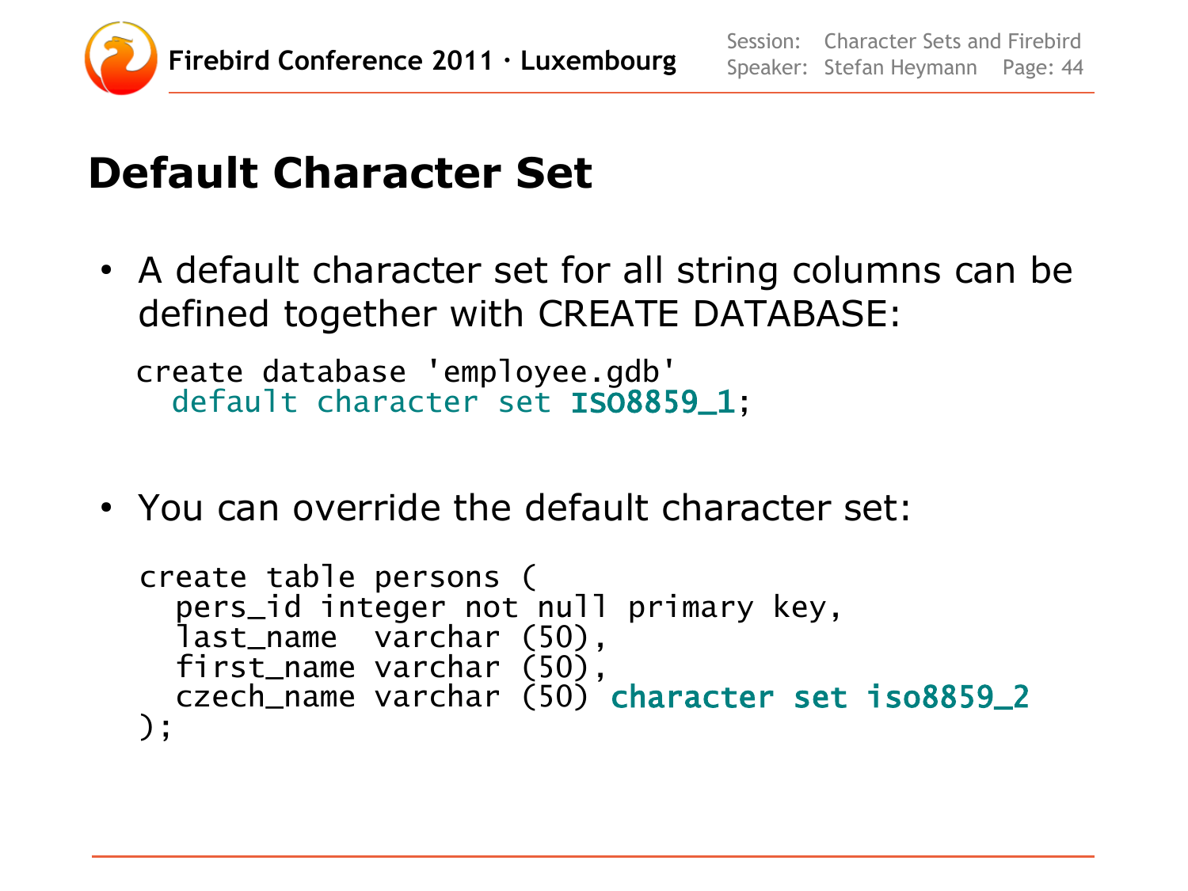# Default Character Set

- A default character set for all string columns can be defined together with CREATE DATABASE:

```
create database 'employee.gdb'
  default character set ISO8859_1;
```

- You can override the default character set:

```
create table persons (
  pers_id integer not null primary key,
  last_name  varchar (50),
  first_name varchar (50),
  czech_name varchar (50) character set iso8859_2
);
```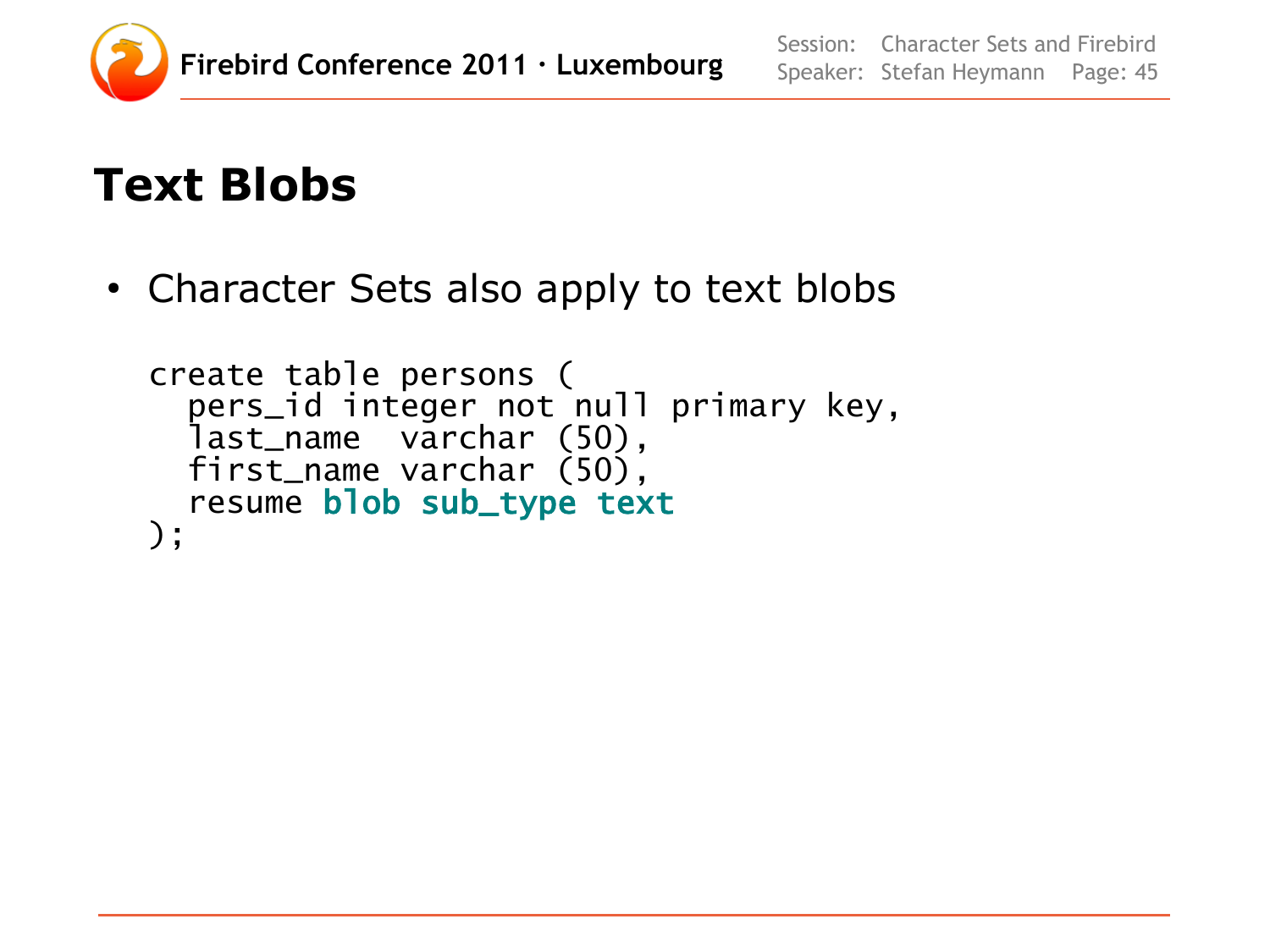# Text Blobs

- Character Sets also apply to text blobs

```
create table persons (
  pers_id integer not null primary key,
  last_name  varchar (50),
  first_name varchar (50),
  resume blob sub_type text
);
```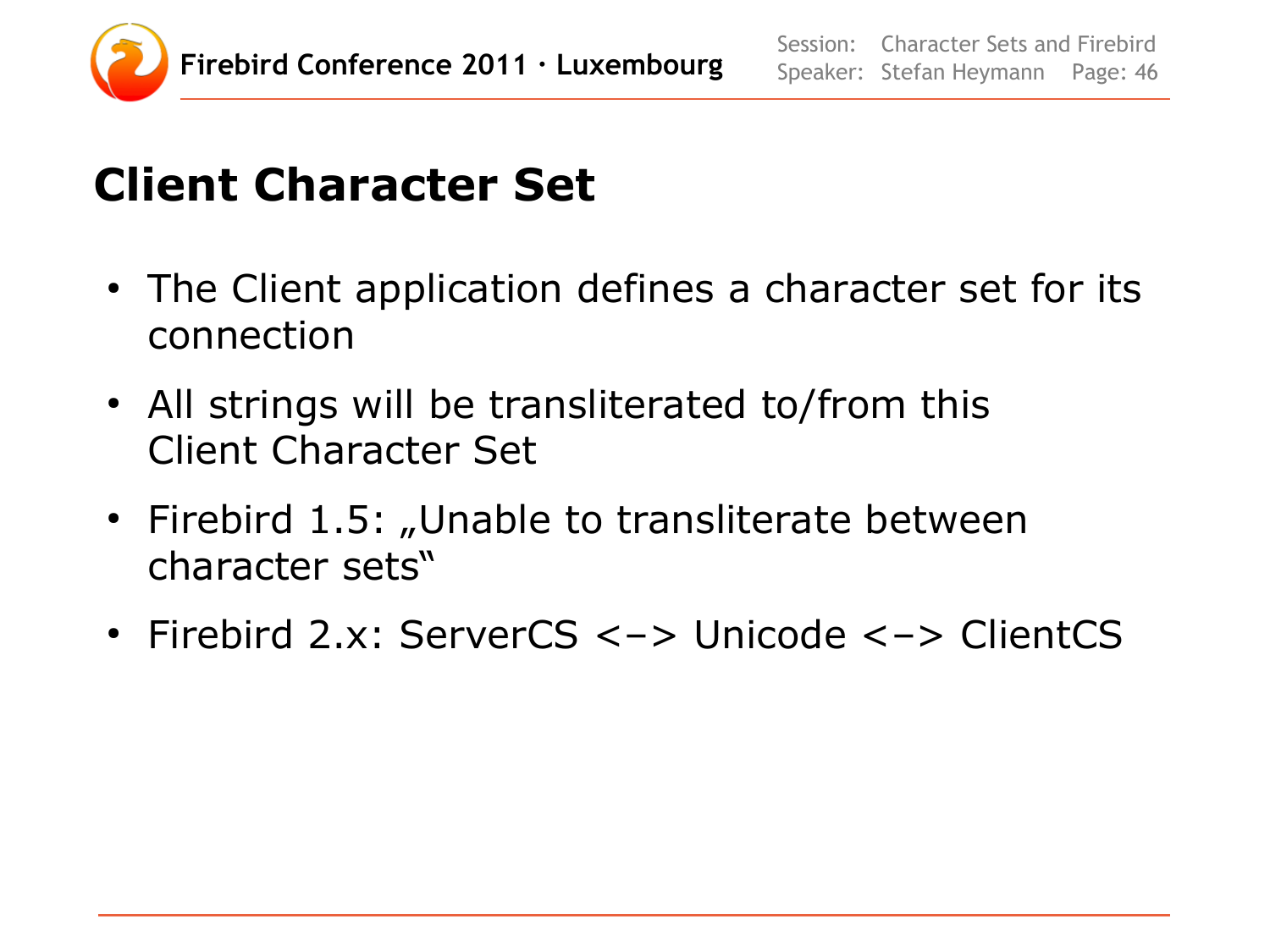# Client Character Set

- The Client application defines a character set for its connection
- All strings will be transliterated to/from this Client Character Set
- Firebird 1.5: „Unable to transliterate between character sets"
- Firebird 2.x: ServerCS <–> Unicode <–> ClientCS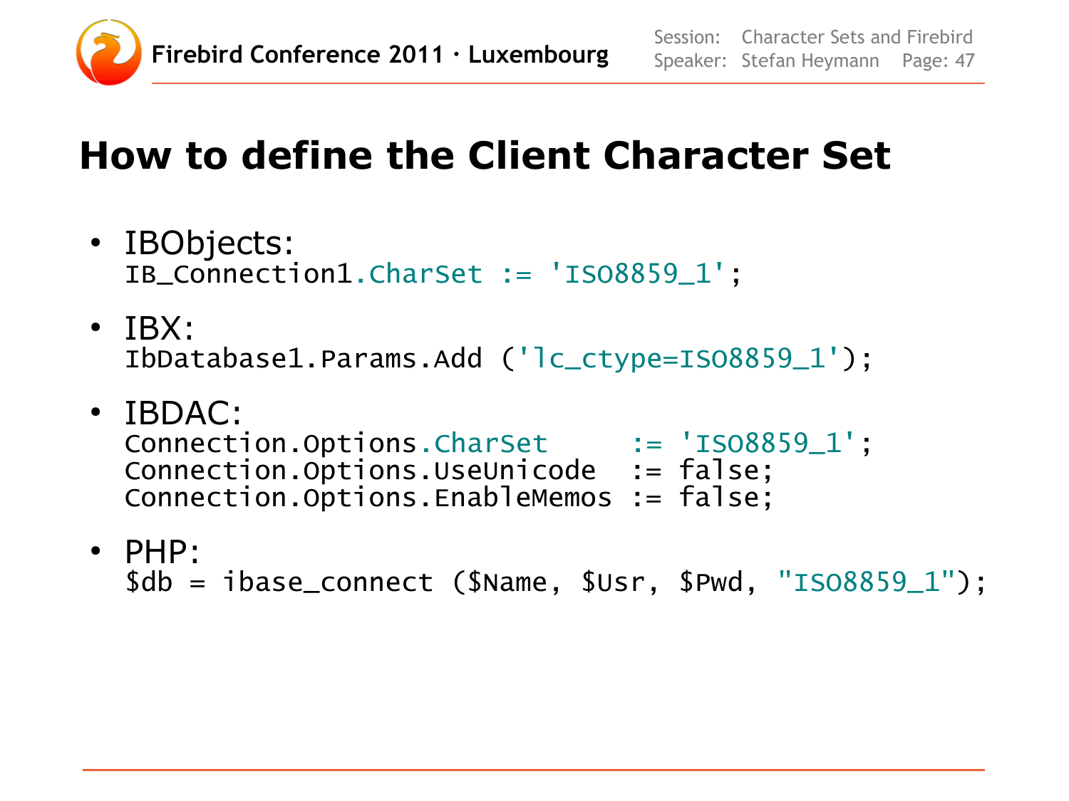# How to define the Client Character Set

- IBObjects:
  ```
  IB_Connection1.CharSet := 'ISO8859_1';
  ```
- IBX:
  ```
  IbDatabase1.Params.Add ('lc_ctype=ISO8859_1');
  ```
- IBDAC:
  ```
  Connection.Options.CharSet     := 'ISO8859_1';
  Connection.Options.UseUnicode  := false;
  Connection.Options.EnableMemos := false;
  ```
- PHP:
  ```
  $db = ibase_connect ($Name, $Usr, $Pwd, "ISO8859_1");
  ```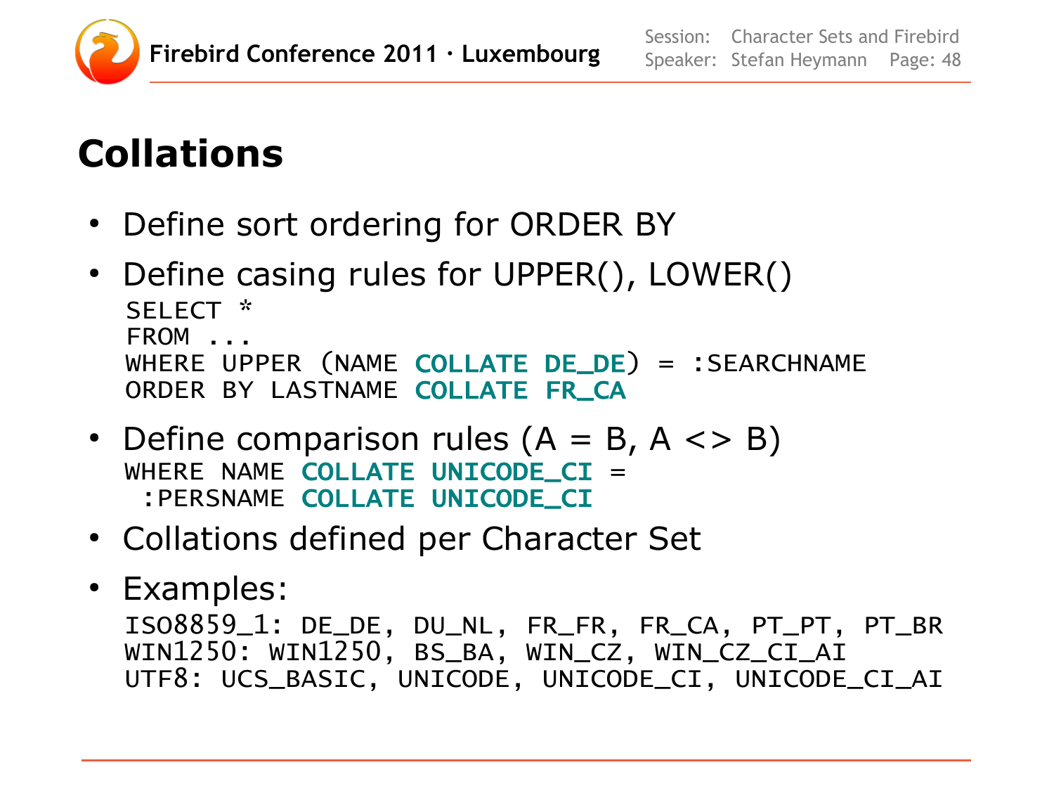# Collations

- Define sort ordering for ORDER BY
- Define casing rules for UPPER(), LOWER()

```
SELECT *
FROM ...
WHERE UPPER (NAME COLLATE DE_DE) = :SEARCHNAME
ORDER BY LASTNAME COLLATE FR_CA
```

- Define comparison rules (A = B, A <> B)

```
WHERE NAME COLLATE UNICODE_CI =
 :PERSNAME COLLATE UNICODE_CI
```

- Collations defined per Character Set
- Examples:

```
ISO8859_1: DE_DE, DU_NL, FR_FR, FR_CA, PT_PT, PT_BR
WIN1250: WIN1250, BS_BA, WIN_CZ, WIN_CZ_CI_AI
UTF8: UCS_BASIC, UNICODE, UNICODE_CI, UNICODE_CI_AI
```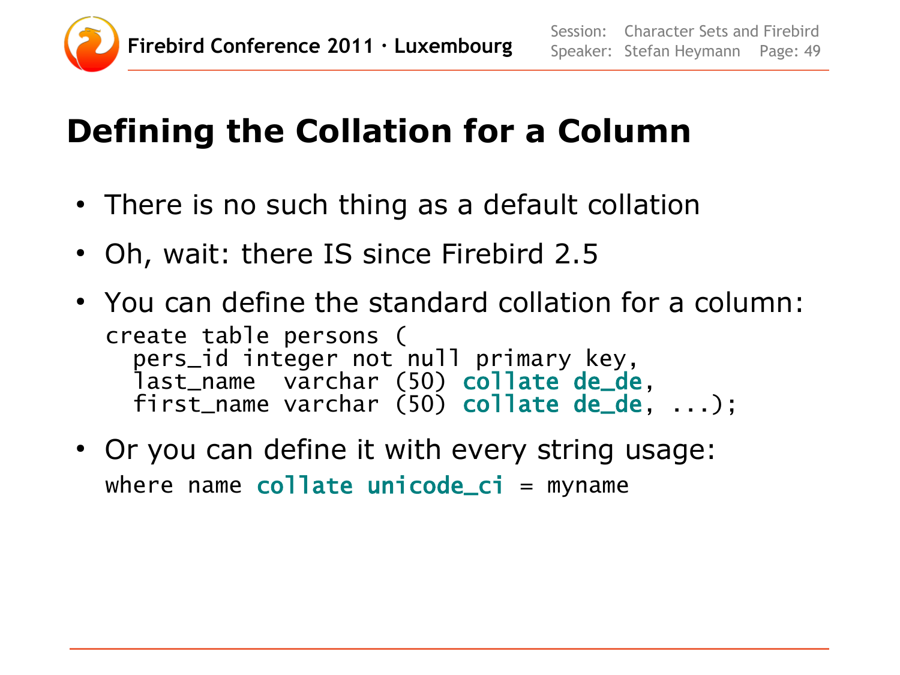# Defining the Collation for a Column

- There is no such thing as a default collation
- Oh, wait: there IS since Firebird 2.5
- You can define the standard collation for a column:

```
create table persons (
  pers_id integer not null primary key,
  last_name  varchar (50) collate de_de,
  first_name varchar (50) collate de_de, ...);
```

- Or you can define it with every string usage:

```
where name collate unicode_ci = myname
```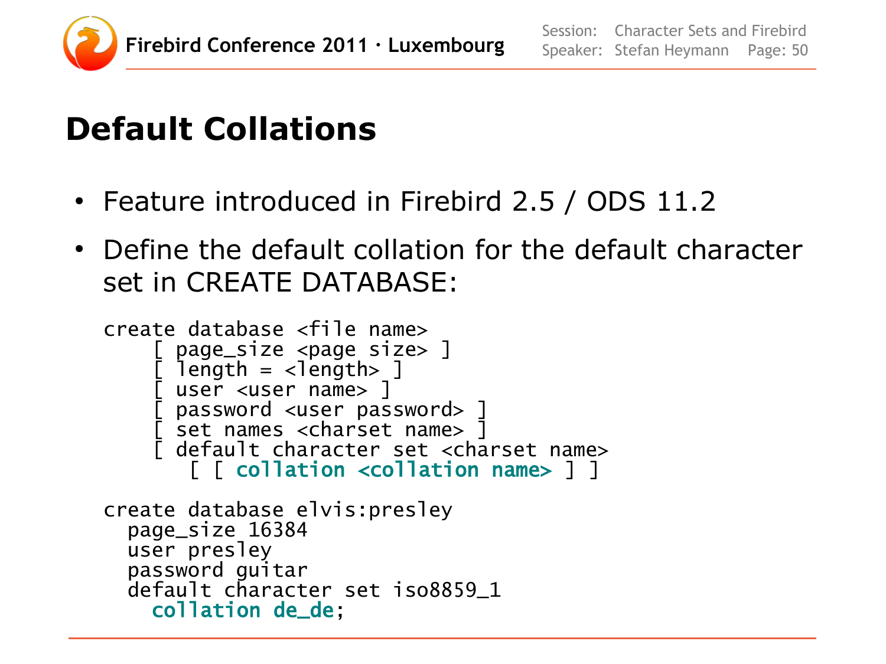# Default Collations

- Feature introduced in Firebird 2.5 / ODS 11.2
- Define the default collation for the default character set in CREATE DATABASE:

```
create database <file name>
    [ page_size <page size> ]
    [ length = <length> ]
    [ user <user name> ]
    [ password <user password> ]
    [ set names <charset name> ]
    [ default character set <charset name>
       [ [ collation <collation name> ] ]
```

```
create database elvis:presley
  page_size 16384
  user presley
  password guitar
  default character set iso8859_1
    collation de_de;
```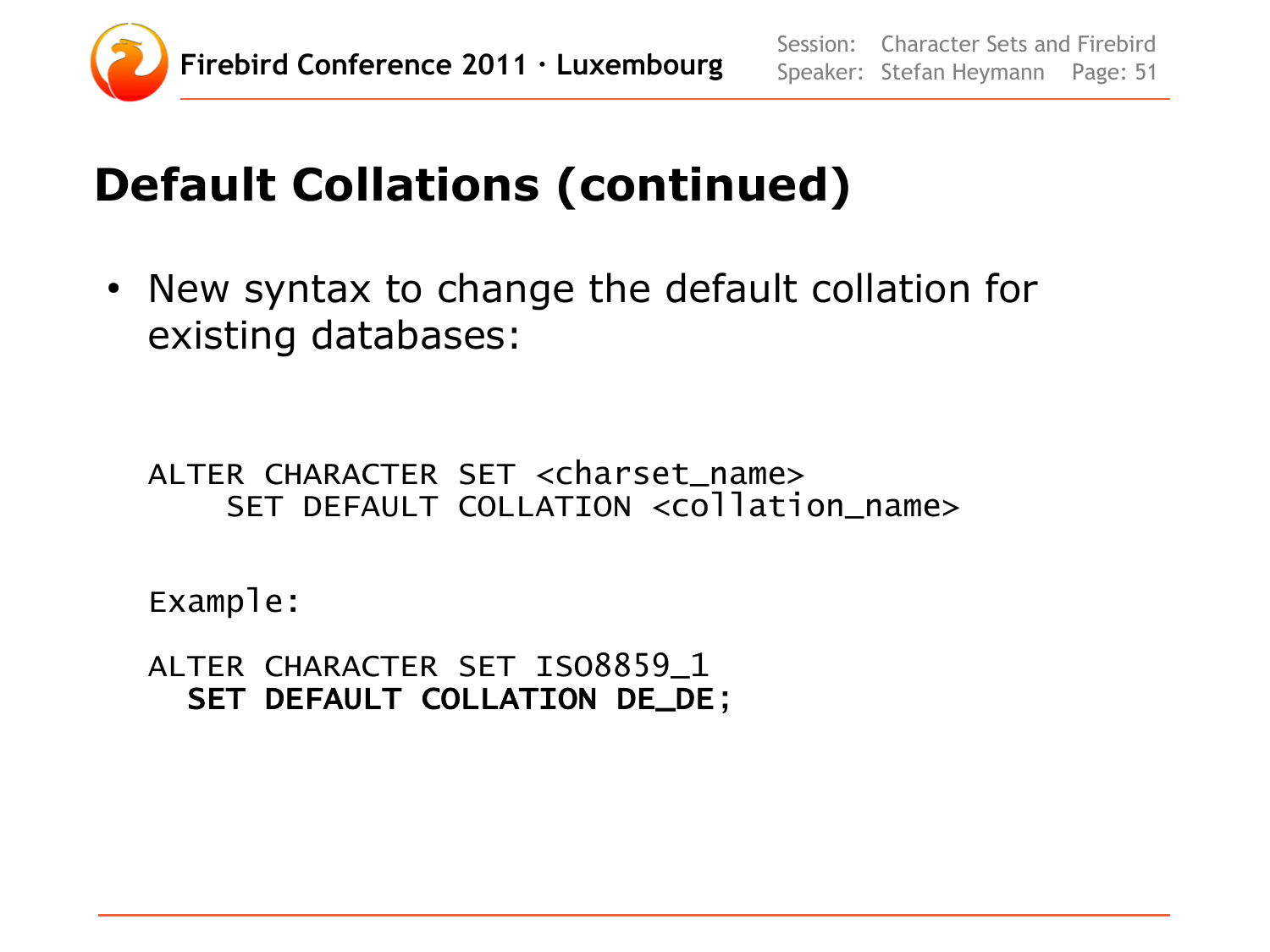# Default Collations (continued)

- New syntax to change the default collation for existing databases:

```
ALTER CHARACTER SET <charset_name>
    SET DEFAULT COLLATION <collation_name>
```

```
Example:
```

```
ALTER CHARACTER SET ISO8859_1
  SET DEFAULT COLLATION DE_DE;
```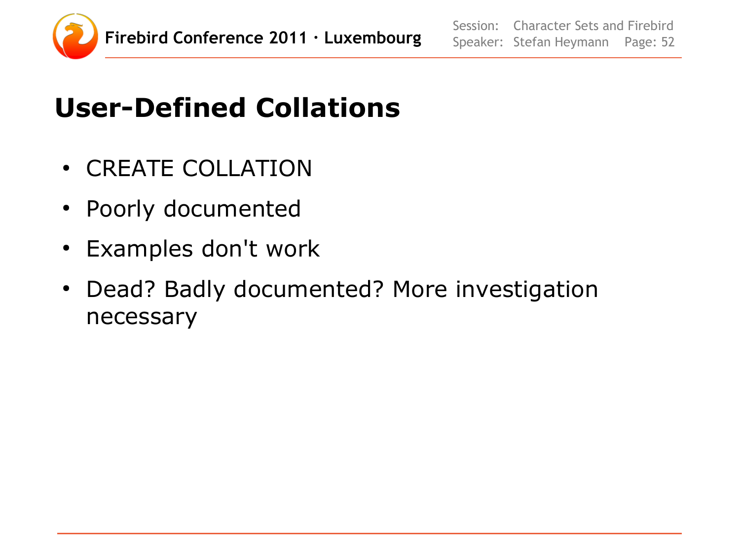# User-Defined Collations

- CREATE COLLATION
- Poorly documented
- Examples don't work
- Dead? Badly documented? More investigation necessary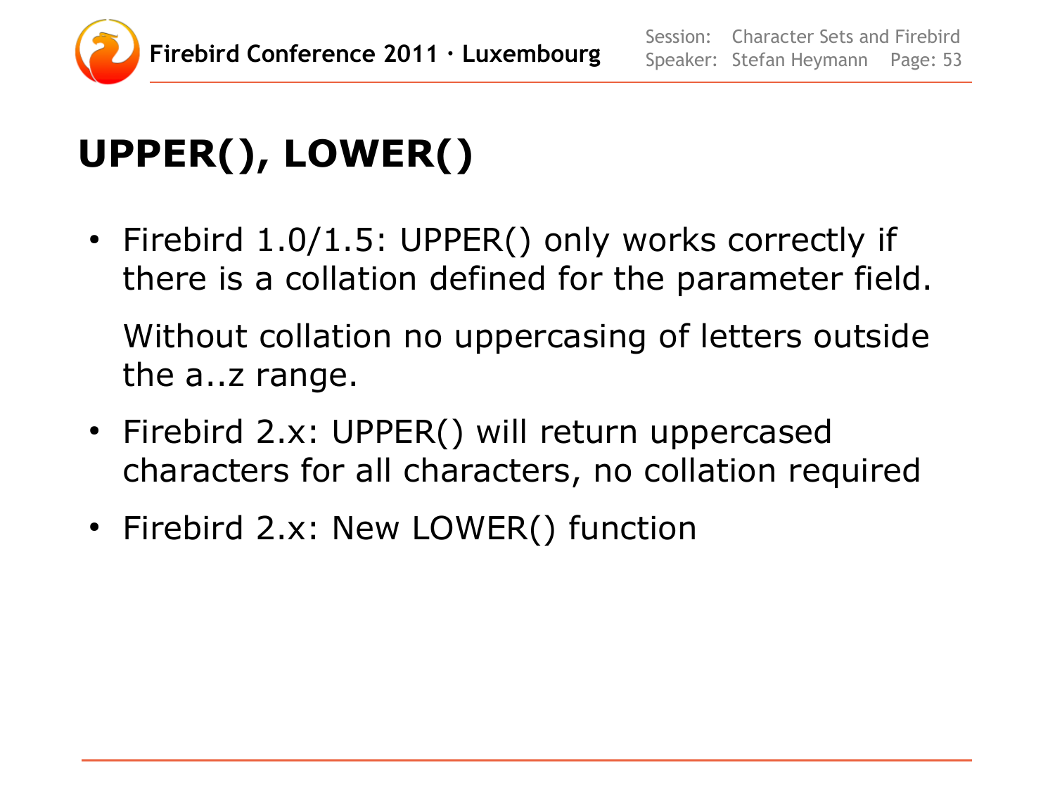# UPPER(), LOWER()

- Firebird 1.0/1.5: UPPER() only works correctly if there is a collation defined for the parameter field.

  Without collation no uppercasing of letters outside the a..z range.

- Firebird 2.x: UPPER() will return uppercased characters for all characters, no collation required
- Firebird 2.x: New LOWER() function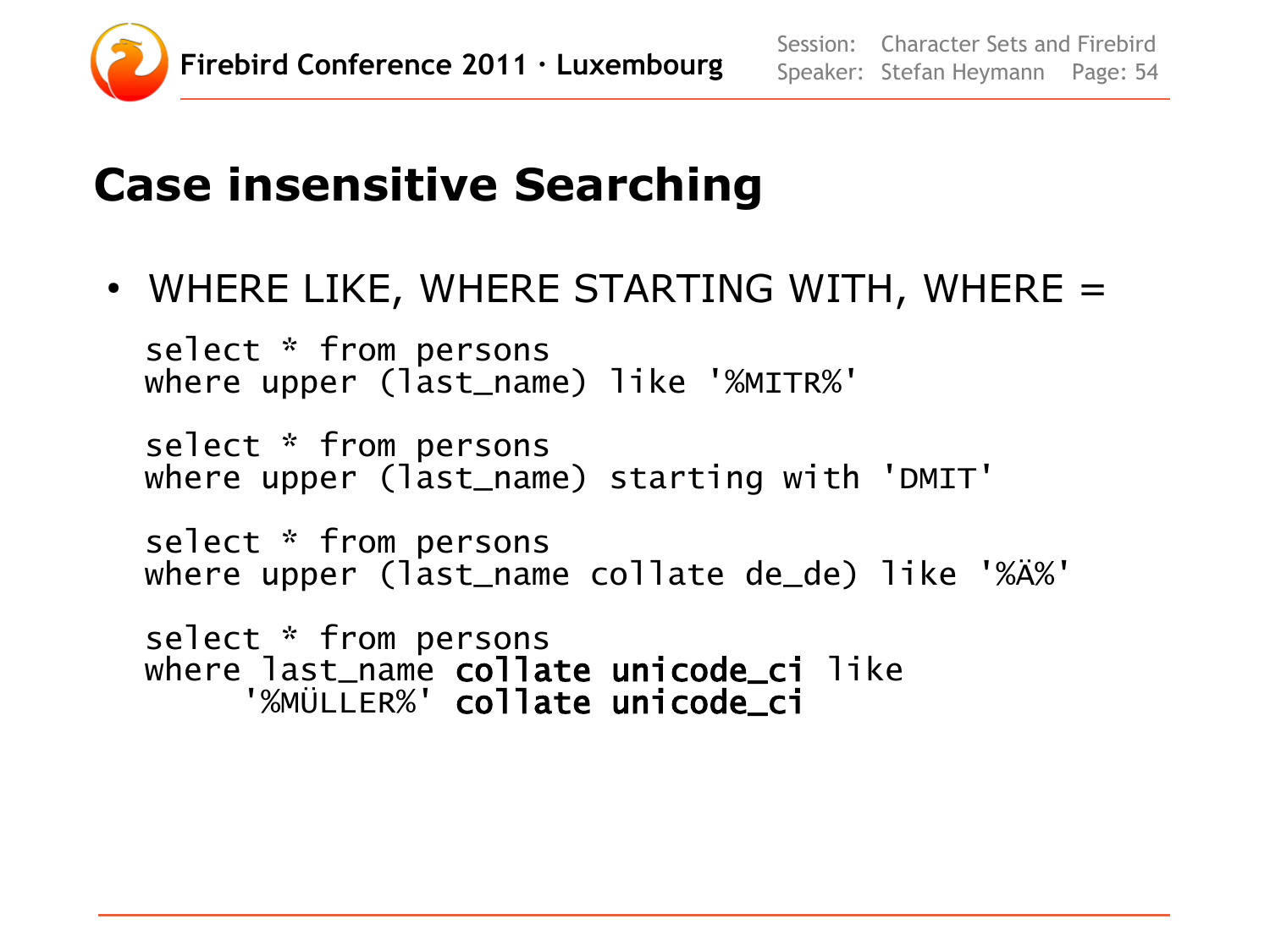# Case insensitive Searching

- WHERE LIKE, WHERE STARTING WITH, WHERE =

```
select * from persons
where upper (last_name) like '%MITR%'

select * from persons
where upper (last_name) starting with 'DMIT'

select * from persons
where upper (last_name collate de_de) like '%Ä%'

select * from persons
where last_name collate unicode_ci like
     '%MÜLLER%' collate unicode_ci
```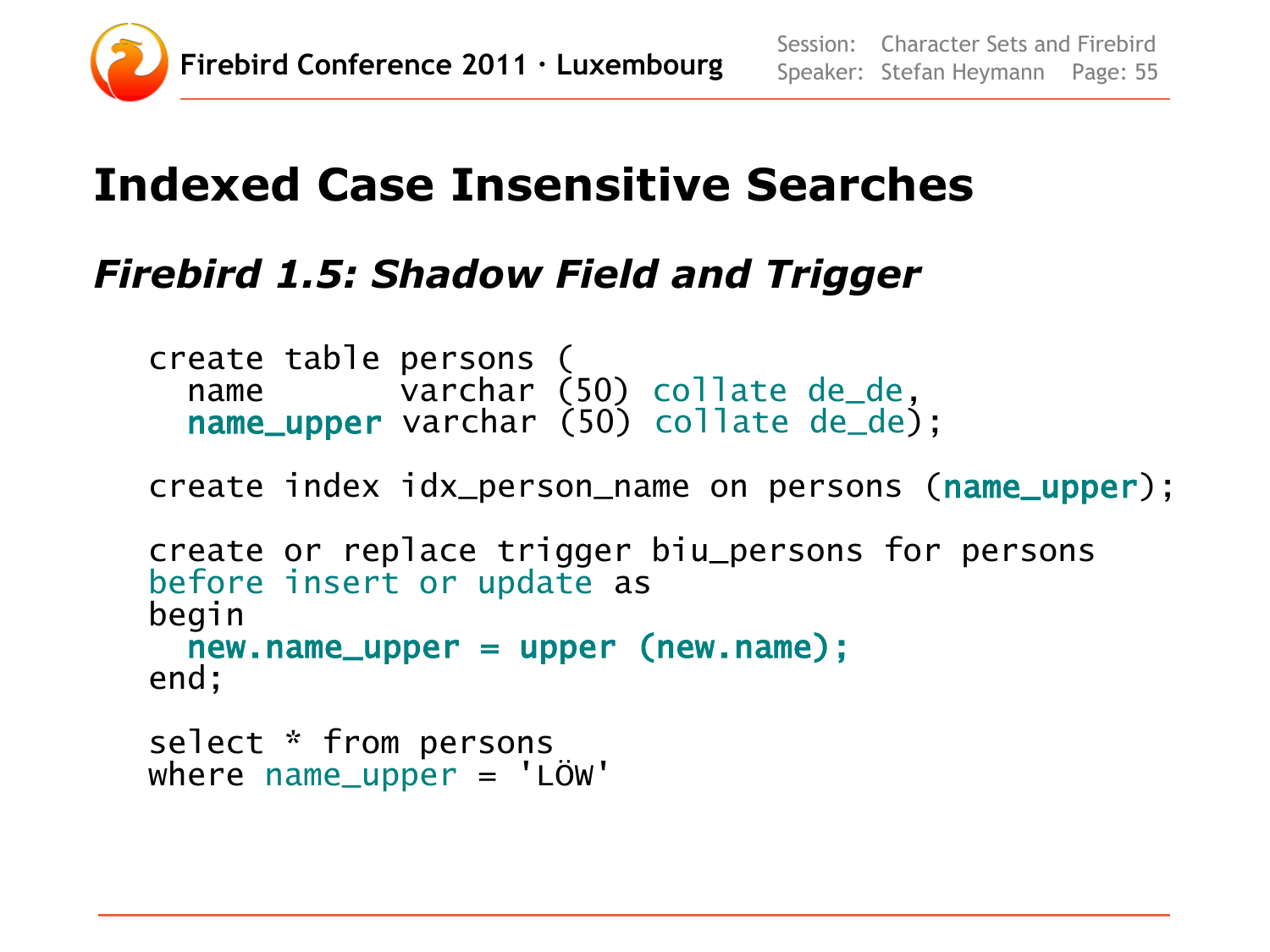# Indexed Case Insensitive Searches

## *Firebird 1.5: Shadow Field and Trigger*

```
create table persons (
  name       varchar (50) collate de_de,
  name_upper varchar (50) collate de_de);

create index idx_person_name on persons (name_upper);

create or replace trigger biu_persons for persons
before insert or update as
begin
  new.name_upper = upper (new.name);
end;

select * from persons
where name_upper = 'LÖW'
```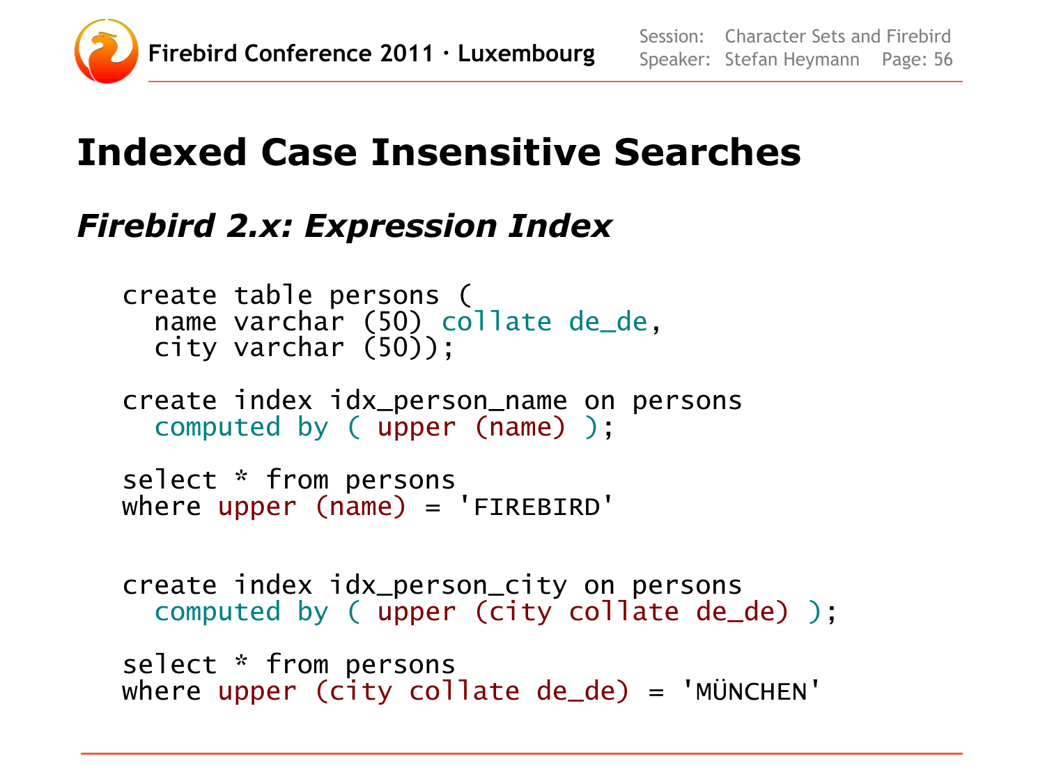# Indexed Case Insensitive Searches

## *Firebird 2.x: Expression Index*

```
create table persons (
  name varchar (50) collate de_de,
  city varchar (50));

create index idx_person_name on persons
  computed by ( upper (name) );

select * from persons
where upper (name) = 'FIREBIRD'


create index idx_person_city on persons
  computed by ( upper (city collate de_de) );

select * from persons
where upper (city collate de_de) = 'MÜNCHEN'
```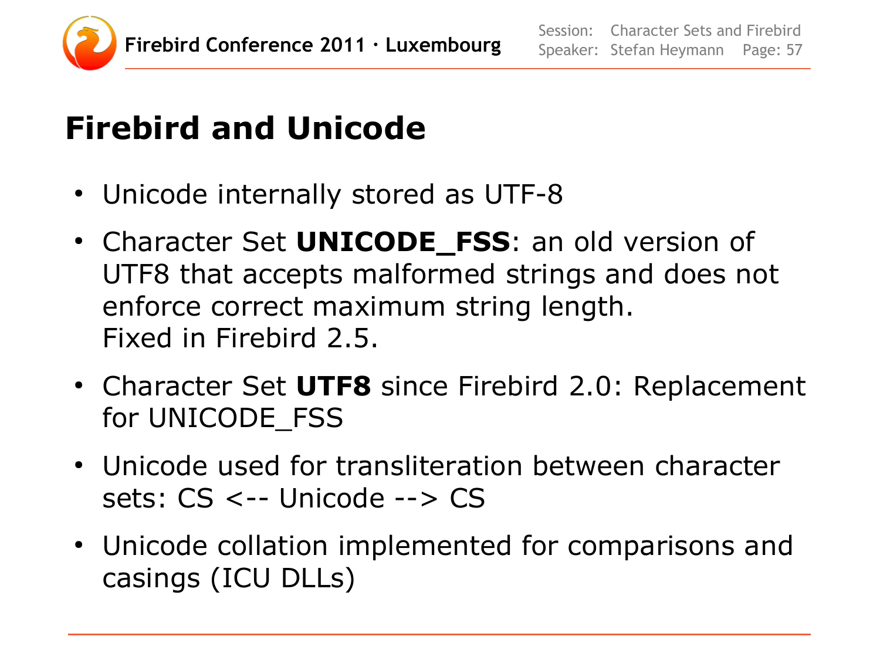# Firebird and Unicode

- Unicode internally stored as UTF-8
- Character Set **UNICODE_FSS**: an old version of UTF8 that accepts malformed strings and does not enforce correct maximum string length.
  Fixed in Firebird 2.5.
- Character Set **UTF8** since Firebird 2.0: Replacement for UNICODE_FSS
- Unicode used for transliteration between character sets: CS <-- Unicode --> CS
- Unicode collation implemented for comparisons and casings (ICU DLLs)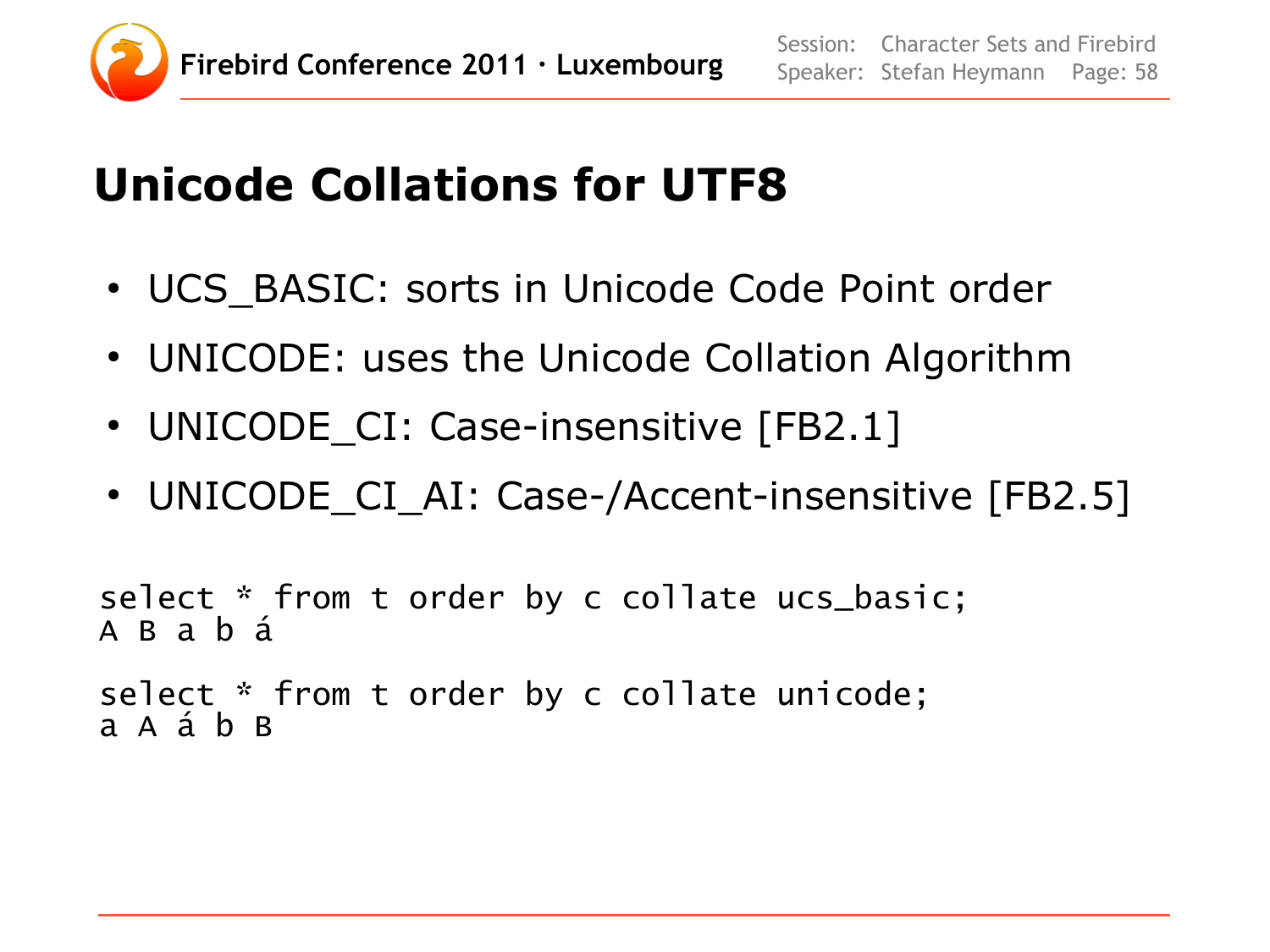# Unicode Collations for UTF8

- UCS_BASIC: sorts in Unicode Code Point order
- UNICODE: uses the Unicode Collation Algorithm
- UNICODE_CI: Case-insensitive [FB2.1]
- UNICODE_CI_AI: Case-/Accent-insensitive [FB2.5]

```
select * from t order by c collate ucs_basic;
A B a b á

select * from t order by c collate unicode;
a A á b B
```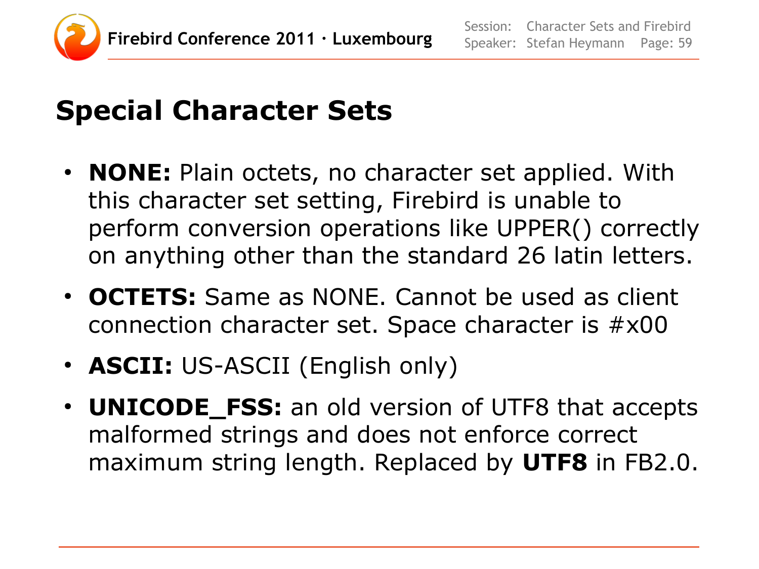# Special Character Sets

- **NONE:** Plain octets, no character set applied. With this character set setting, Firebird is unable to perform conversion operations like UPPER() correctly on anything other than the standard 26 latin letters.
- **OCTETS:** Same as NONE. Cannot be used as client connection character set. Space character is #x00
- **ASCII:** US-ASCII (English only)
- **UNICODE_FSS:** an old version of UTF8 that accepts malformed strings and does not enforce correct maximum string length. Replaced by **UTF8** in FB2.0.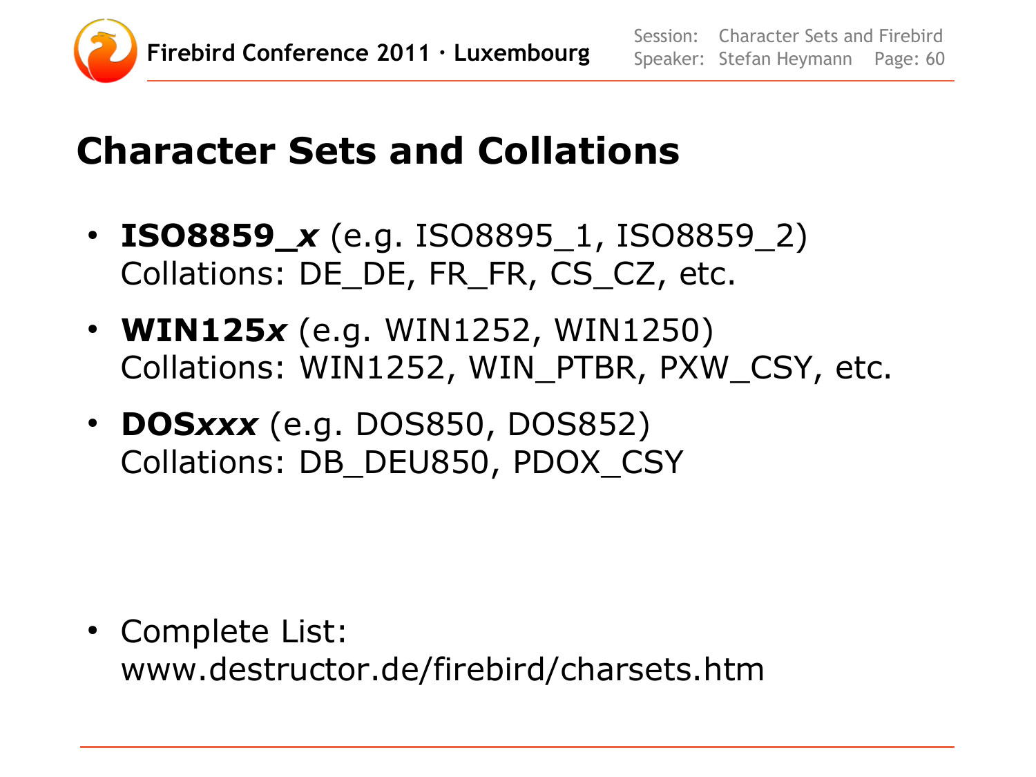# Character Sets and Collations

- **ISO8859_*x*** (e.g. ISO8895_1, ISO8859_2)
  Collations: DE_DE, FR_FR, CS_CZ, etc.
- **WIN125*x*** (e.g. WIN1252, WIN1250)
  Collations: WIN1252, WIN_PTBR, PXW_CSY, etc.
- **DOS*xxx*** (e.g. DOS850, DOS852)
  Collations: DB_DEU850, PDOX_CSY

- Complete List:
  www.destructor.de/firebird/charsets.htm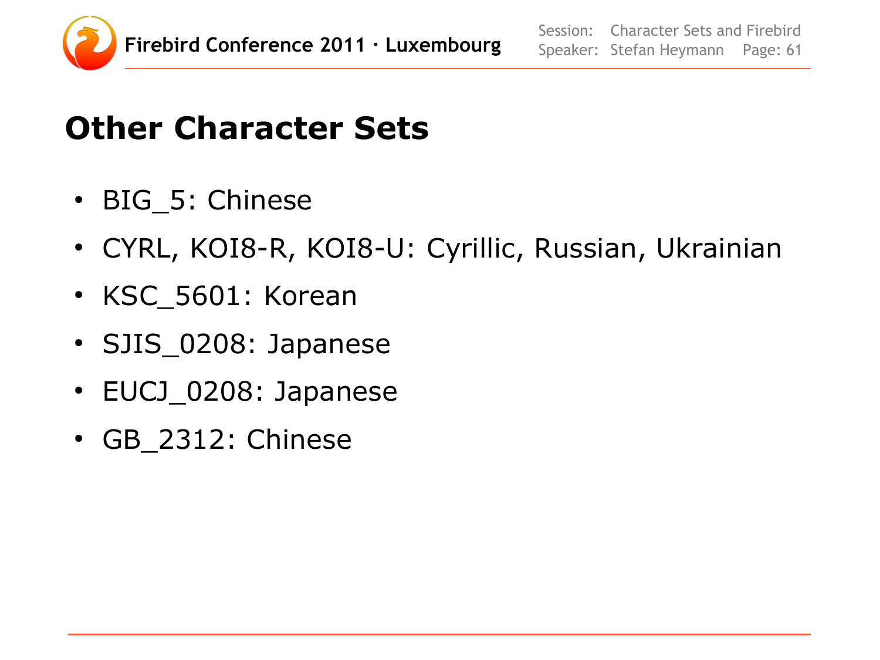# Other Character Sets

- BIG_5: Chinese
- CYRL, KOI8-R, KOI8-U: Cyrillic, Russian, Ukrainian
- KSC_5601: Korean
- SJIS_0208: Japanese
- EUCJ_0208: Japanese
- GB_2312: Chinese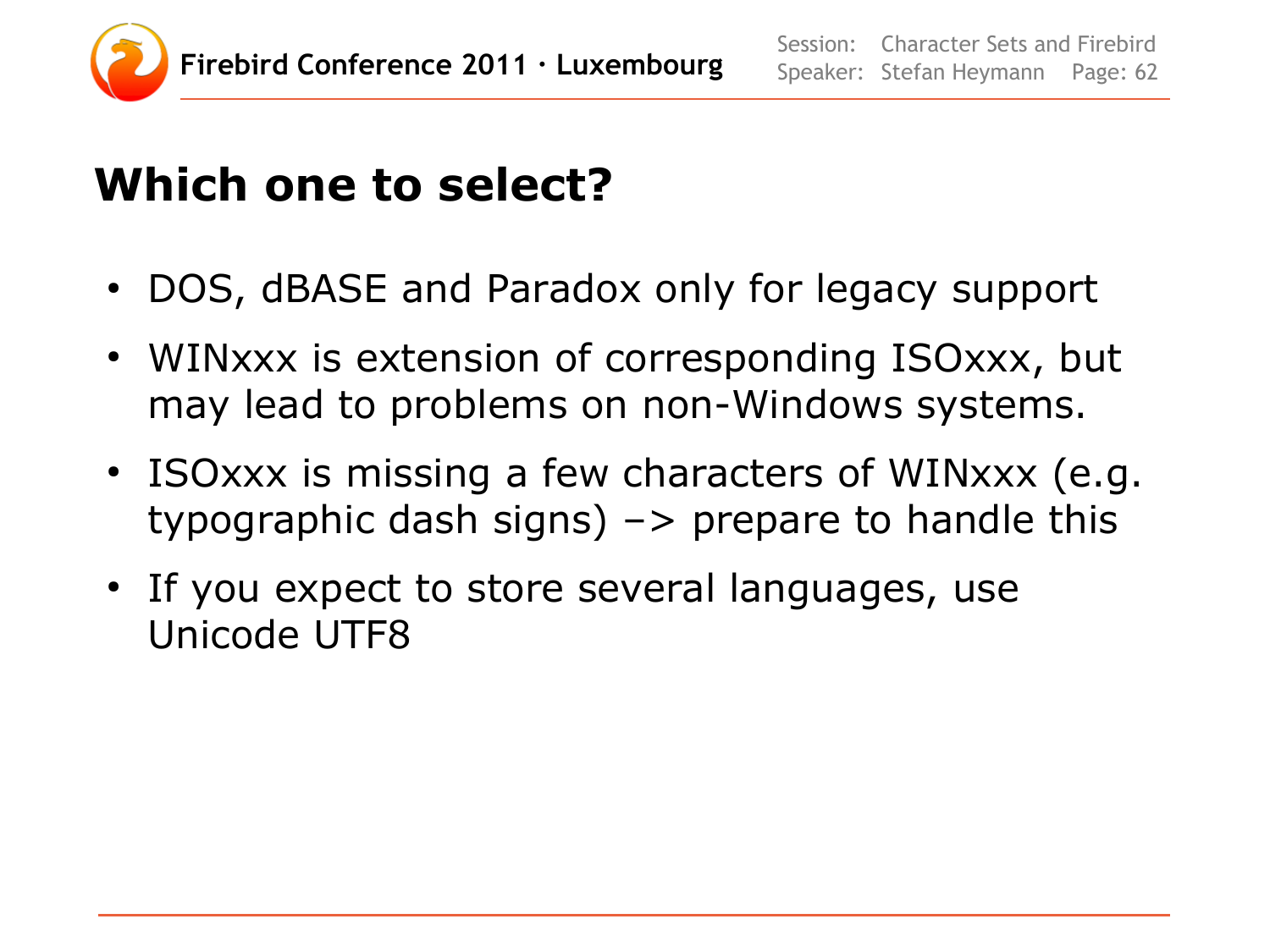# Which one to select?

- DOS, dBASE and Paradox only for legacy support
- WINxxx is extension of corresponding ISOxxx, but may lead to problems on non-Windows systems.
- ISOxxx is missing a few characters of WINxxx (e.g. typographic dash signs) –> prepare to handle this
- If you expect to store several languages, use Unicode UTF8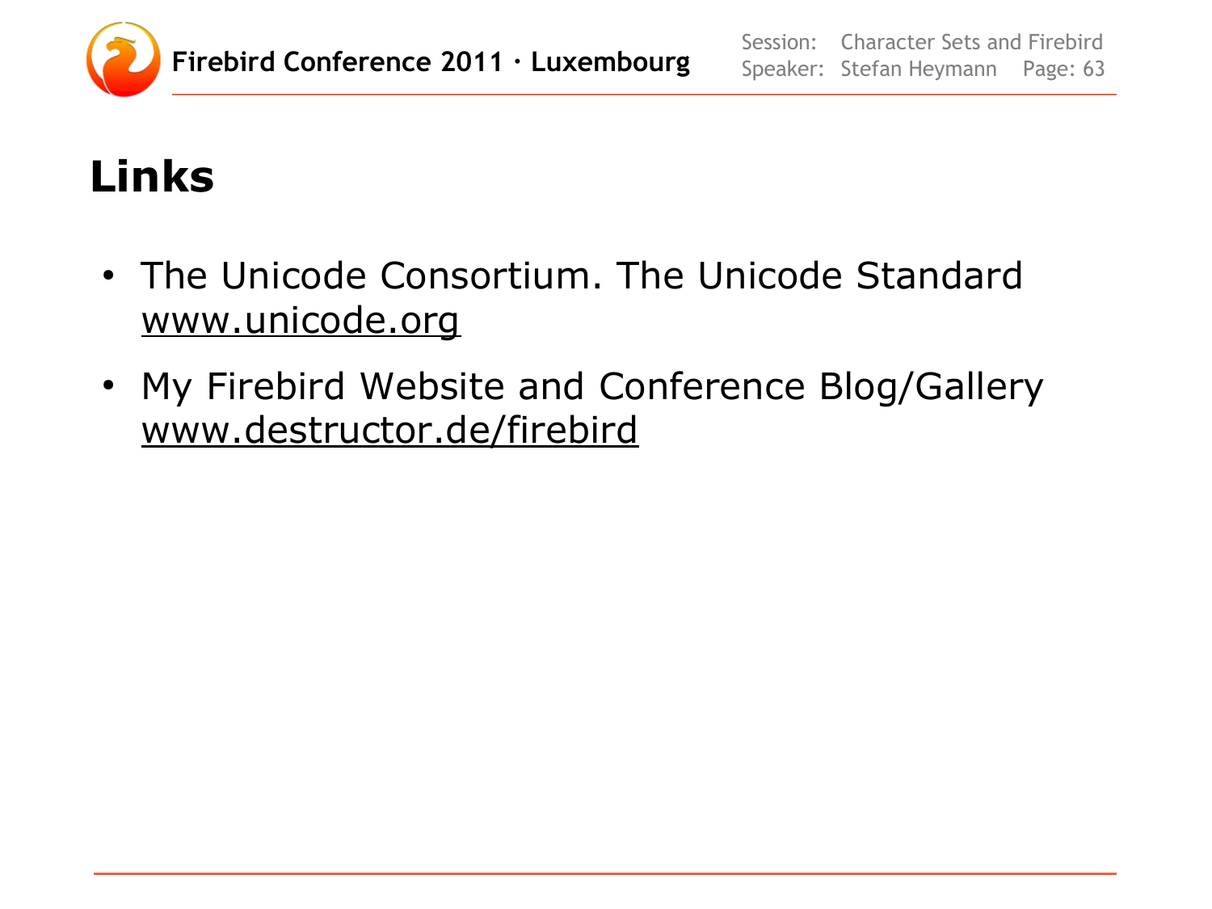# Links

- The Unicode Consortium. The Unicode Standard
  www.unicode.org
- My Firebird Website and Conference Blog/Gallery
  www.destructor.de/firebird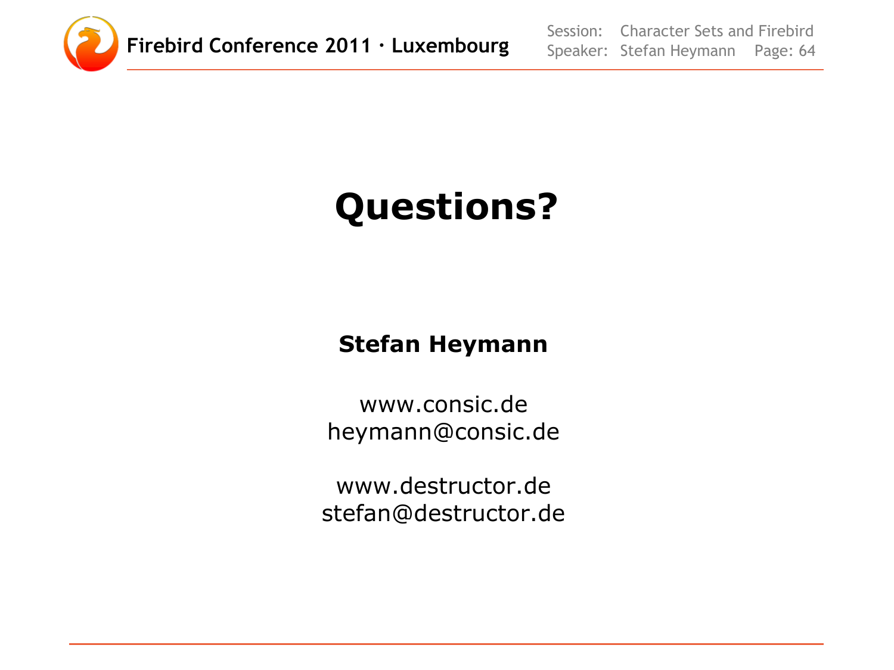# Questions?

**Stefan Heymann**

www.consic.de
heymann@consic.de

www.destructor.de
stefan@destructor.de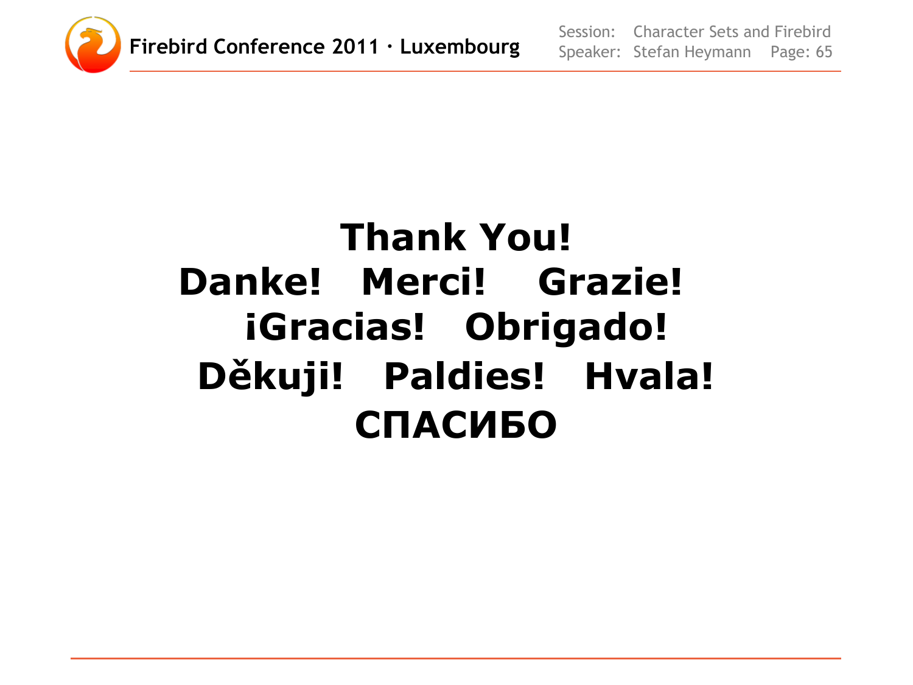**Thank You!**

**Danke! Merci! Grazie!**

**¡Gracias! Obrigado!**

**Děkuji! Paldies! Hvala!**

**СПАСИБО**